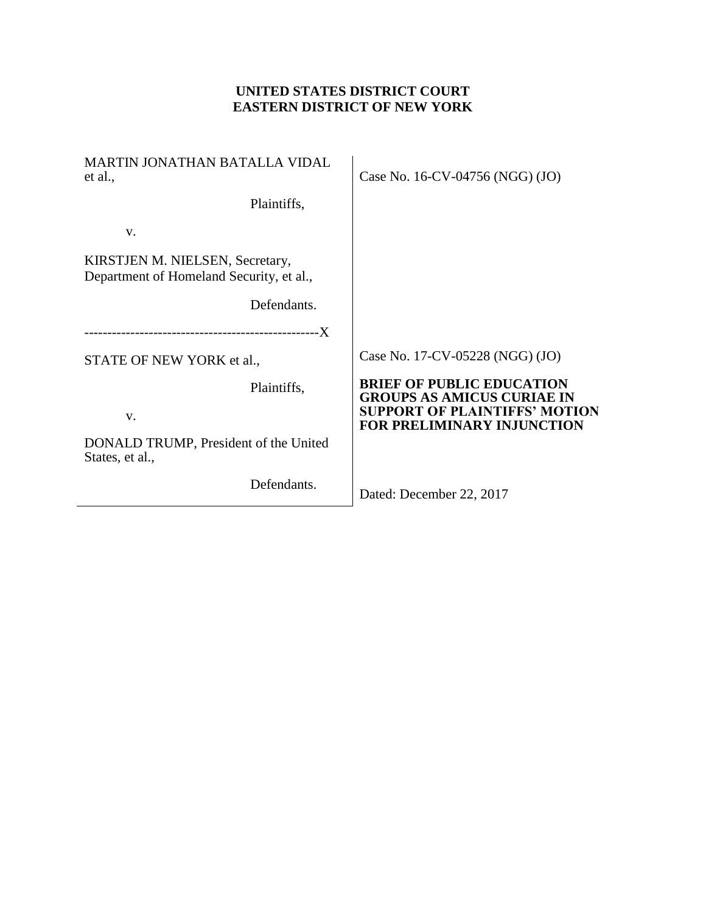**UNITED STATES DISTRICT COURT**
**EASTERN DISTRICT OF NEW YORK**

| | |
|---|---|
| MARTIN JONATHAN BATALLA VIDAL et al., Plaintiffs, v. KIRSTJEN M. NIELSEN, Secretary, Department of Homeland Security, et al., Defendants. | Case No. 16-CV-04756 (NGG) (JO) |
| ---------------------------------------------------X | |
| STATE OF NEW YORK et al., Plaintiffs, v. DONALD TRUMP, President of the United States, et al., Defendants. | Case No. 17-CV-05228 (NGG) (JO) **BRIEF OF PUBLIC EDUCATION GROUPS AS AMICUS CURIAE IN SUPPORT OF PLAINTIFFS' MOTION FOR PRELIMINARY INJUNCTION** Dated: December 22, 2017 |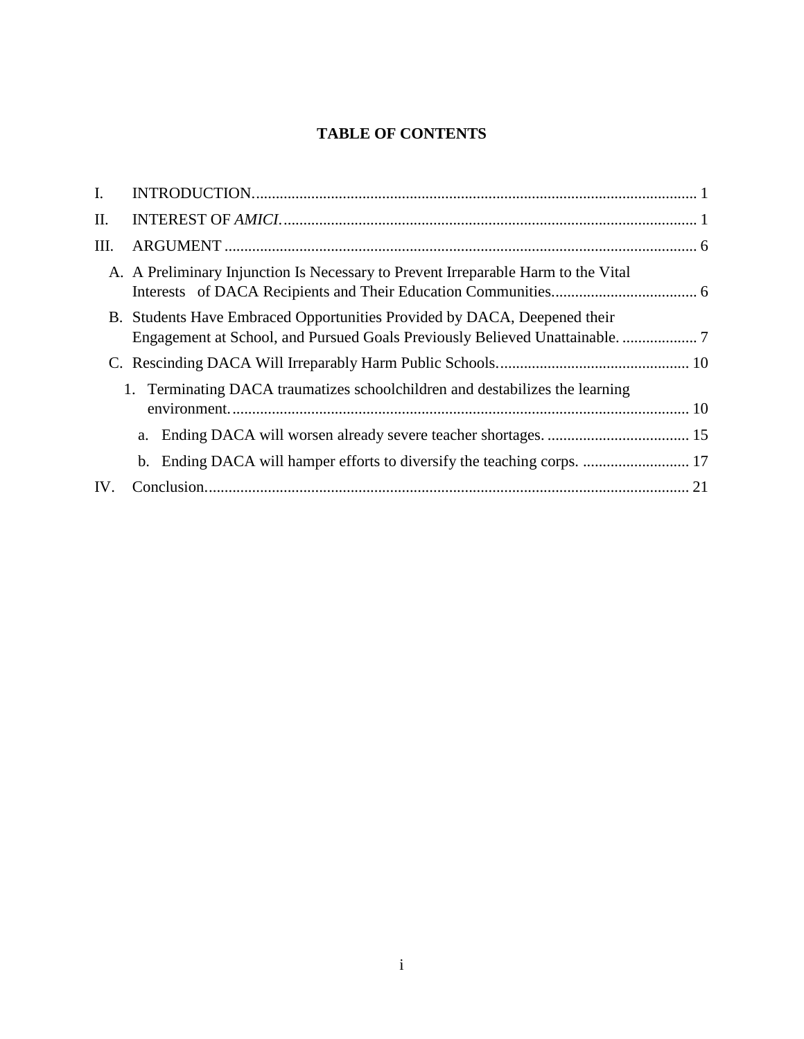## TABLE OF CONTENTS

I. INTRODUCTION. 1

II. INTEREST OF *AMICI*. 1

III. ARGUMENT 6

- A. A Preliminary Injunction Is Necessary to Prevent Irreparable Harm to the Vital Interests of DACA Recipients and Their Education Communities. 6
- B. Students Have Embraced Opportunities Provided by DACA, Deepened their Engagement at School, and Pursued Goals Previously Believed Unattainable. 7
- C. Rescinding DACA Will Irreparably Harm Public Schools. 10
  - 1. Terminating DACA traumatizes schoolchildren and destabilizes the learning environment. 10
    - a. Ending DACA will worsen already severe teacher shortages. 15
    - b. Ending DACA will hamper efforts to diversify the teaching corps. 17

IV. Conclusion. 21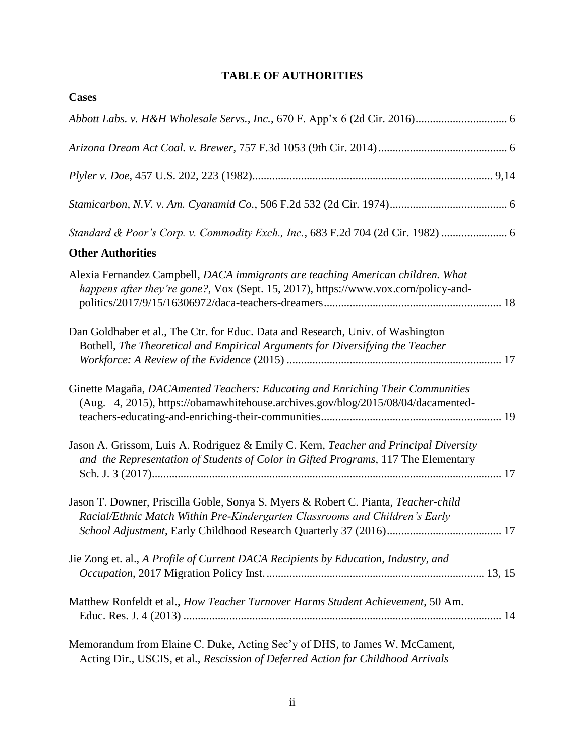# TABLE OF AUTHORITIES

## Cases

*Abbott Labs. v. H&H Wholesale Servs., Inc.*, 670 F. App'x 6 (2d Cir. 2016)................................ 6

*Arizona Dream Act Coal. v. Brewer*, 757 F.3d 1053 (9th Cir. 2014)............................................ 6

*Plyler v. Doe,* 457 U.S. 202, 223 (1982)................................................................................... 9,14

*Stamicarbon, N.V. v. Am. Cyanamid Co.*, 506 F.2d 532 (2d Cir. 1974)......................................... 6

*Standard & Poor's Corp. v. Commodity Exch., Inc.*, 683 F.2d 704 (2d Cir. 1982) ....................... 6

## Other Authorities

Alexia Fernandez Campbell, *DACA immigrants are teaching American children. What happens after they're gone?*, Vox (Sept. 15, 2017), https://www.vox.com/policy-and-politics/2017/9/15/16306972/daca-teachers-dreamers............................................................. 18

Dan Goldhaber et al., The Ctr. for Educ. Data and Research, Univ. of Washington Bothell, *The Theoretical and Empirical Arguments for Diversifying the Teacher Workforce: A Review of the Evidence* (2015) .......................................................................... 17

Ginette Magaña, *DACAmented Teachers: Educating and Enriching Their Communities* (Aug. 4, 2015), https://obamawhitehouse.archives.gov/blog/2015/08/04/dacamented-teachers-educating-and-enriching-their-communities.............................................................. 19

Jason A. Grissom, Luis A. Rodriguez & Emily C. Kern, *Teacher and Principal Diversity and the Representation of Students of Color in Gifted Programs*, 117 The Elementary Sch. J. 3 (2017)......................................................................................................................... 17

Jason T. Downer, Priscilla Goble, Sonya S. Myers & Robert C. Pianta, *Teacher-child Racial/Ethnic Match Within Pre-Kindergarten Classrooms and Children's Early School Adjustment*, Early Childhood Research Quarterly 37 (2016)........................................ 17

Jie Zong et. al., *A Profile of Current DACA Recipients by Education, Industry, and Occupation*, 2017 Migration Policy Inst. .......................................................................... 13, 15

Matthew Ronfeldt et al., *How Teacher Turnover Harms Student Achievement*, 50 Am. Educ. Res. J. 4 (2013) .............................................................................................................. 14

Memorandum from Elaine C. Duke, Acting Sec'y of DHS, to James W. McCament, Acting Dir., USCIS, et al., *Rescission of Deferred Action for Childhood Arrivals*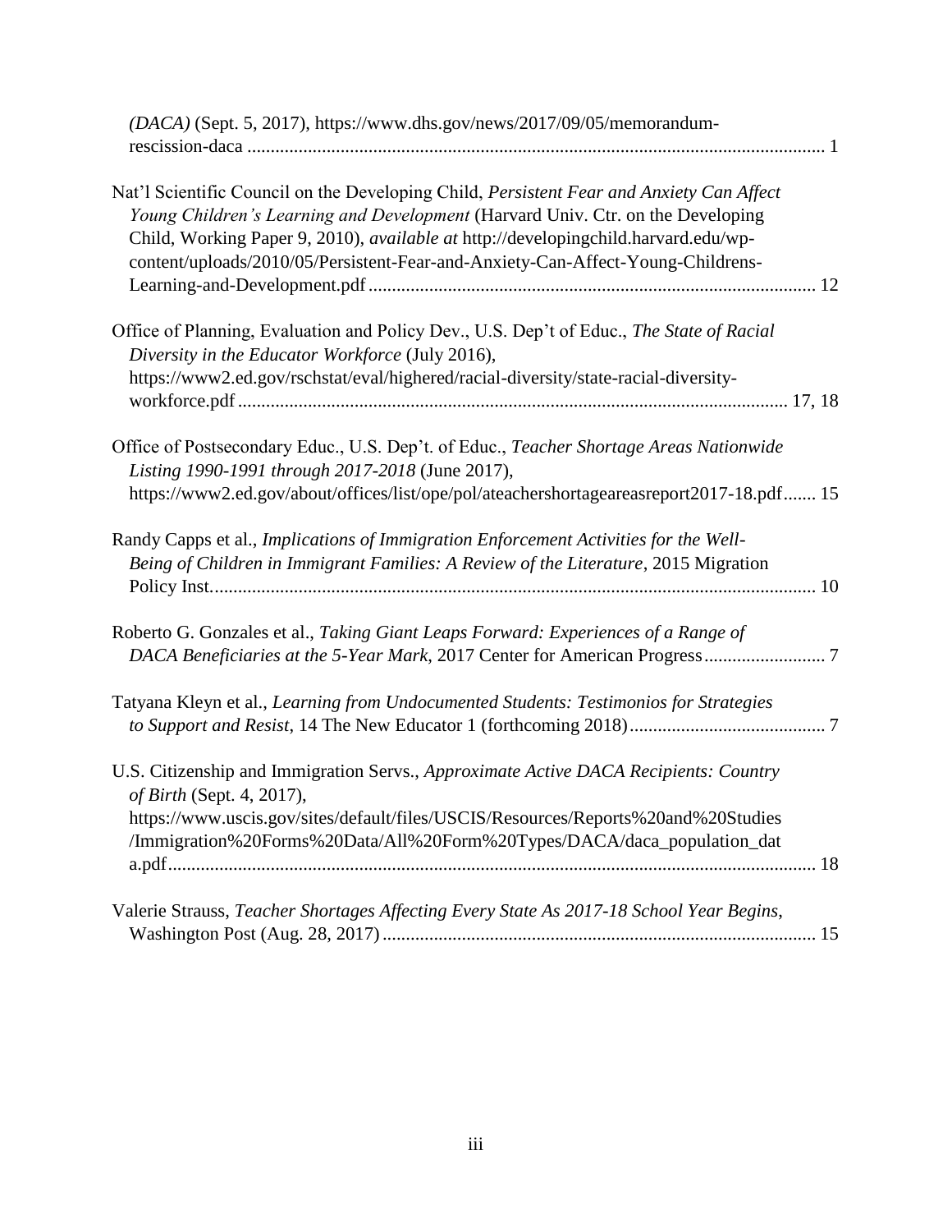*(DACA)* (Sept. 5, 2017), https://www.dhs.gov/news/2017/09/05/memorandum-rescission-daca ........................................................................................................................... 1

Nat'l Scientific Council on the Developing Child, *Persistent Fear and Anxiety Can Affect Young Children's Learning and Development* (Harvard Univ. Ctr. on the Developing Child, Working Paper 9, 2010), *available at* http://developingchild.harvard.edu/wp-content/uploads/2010/05/Persistent-Fear-and-Anxiety-Can-Affect-Young-Childrens-Learning-and-Development.pdf ............................................................................................... 12

Office of Planning, Evaluation and Policy Dev., U.S. Dep't of Educ., *The State of Racial Diversity in the Educator Workforce* (July 2016), https://www2.ed.gov/rschstat/eval/highered/racial-diversity/state-racial-diversity-workforce.pdf .................................................................................................................... 17, 18

Office of Postsecondary Educ., U.S. Dep't. of Educ., *Teacher Shortage Areas Nationwide Listing 1990-1991 through 2017-2018* (June 2017), https://www2.ed.gov/about/offices/list/ope/pol/ateachershortageareasreport2017-18.pdf....... 15

Randy Capps et al., *Implications of Immigration Enforcement Activities for the Well-Being of Children in Immigrant Families: A Review of the Literature*, 2015 Migration Policy Inst................................................................................................................................ 10

Roberto G. Gonzales et al., *Taking Giant Leaps Forward: Experiences of a Range of DACA Beneficiaries at the 5-Year Mark*, 2017 Center for American Progress.......................... 7

Tatyana Kleyn et al., *Learning from Undocumented Students: Testimonios for Strategies to Support and Resist*, 14 The New Educator 1 (forthcoming 2018)........................................... 7

U.S. Citizenship and Immigration Servs., *Approximate Active DACA Recipients: Country of Birth* (Sept. 4, 2017), https://www.uscis.gov/sites/default/files/USCIS/Resources/Reports%20and%20Studies/Immigration%20Forms%20Data/All%20Form%20Types/DACA/daca_population_data.pdf........................................................................................................................................... 18

Valerie Strauss, *Teacher Shortages Affecting Every State As 2017-18 School Year Begins*, Washington Post (Aug. 28, 2017)............................................................................................ 15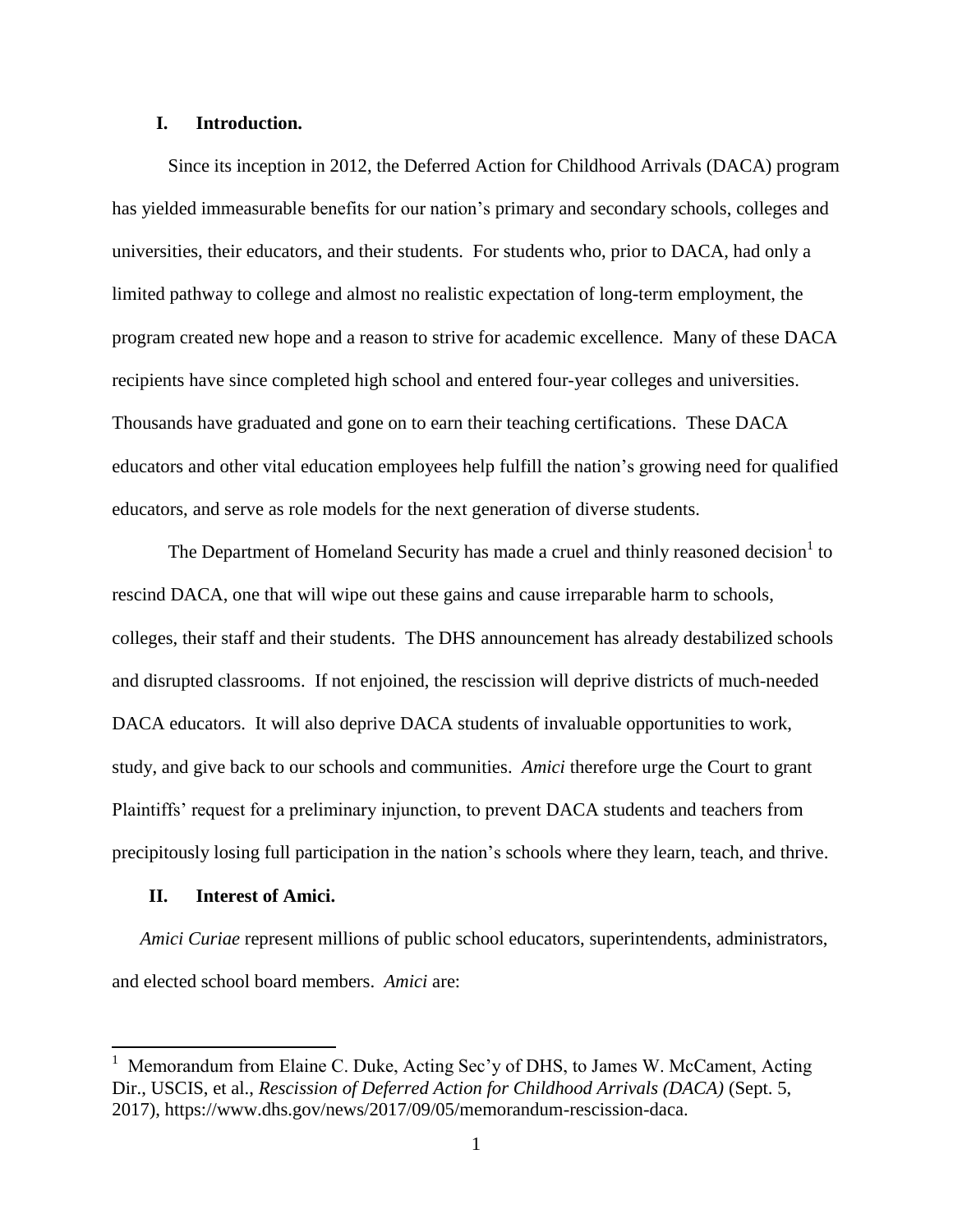## I. Introduction.

Since its inception in 2012, the Deferred Action for Childhood Arrivals (DACA) program has yielded immeasurable benefits for our nation's primary and secondary schools, colleges and universities, their educators, and their students. For students who, prior to DACA, had only a limited pathway to college and almost no realistic expectation of long-term employment, the program created new hope and a reason to strive for academic excellence. Many of these DACA recipients have since completed high school and entered four-year colleges and universities. Thousands have graduated and gone on to earn their teaching certifications. These DACA educators and other vital education employees help fulfill the nation's growing need for qualified educators, and serve as role models for the next generation of diverse students.

The Department of Homeland Security has made a cruel and thinly reasoned decision[1] to rescind DACA, one that will wipe out these gains and cause irreparable harm to schools, colleges, their staff and their students. The DHS announcement has already destabilized schools and disrupted classrooms. If not enjoined, the rescission will deprive districts of much-needed DACA educators. It will also deprive DACA students of invaluable opportunities to work, study, and give back to our schools and communities. *Amici* therefore urge the Court to grant Plaintiffs' request for a preliminary injunction, to prevent DACA students and teachers from precipitously losing full participation in the nation's schools where they learn, teach, and thrive.

## II. Interest of Amici.

*Amici Curiae* represent millions of public school educators, superintendents, administrators, and elected school board members. *Amici* are:

---

[1] Memorandum from Elaine C. Duke, Acting Sec'y of DHS, to James W. McCament, Acting Dir., USCIS, et al., *Rescission of Deferred Action for Childhood Arrivals (DACA)* (Sept. 5, 2017), https://www.dhs.gov/news/2017/09/05/memorandum-rescission-daca.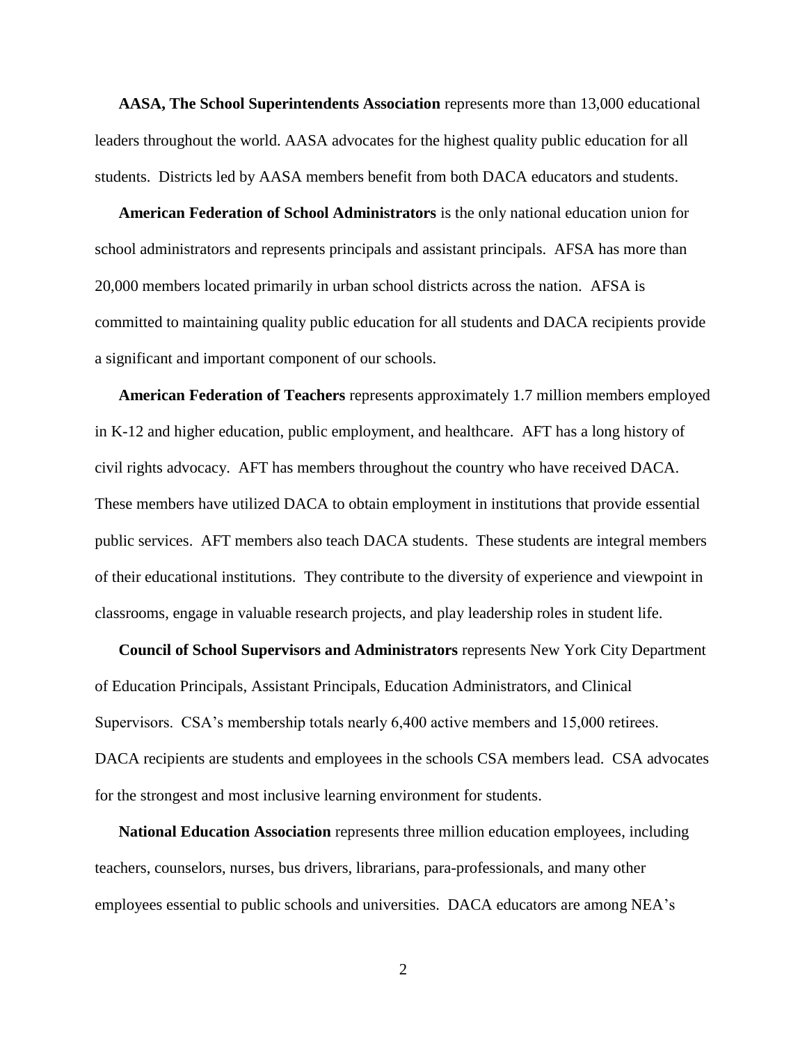**AASA, The School Superintendents Association** represents more than 13,000 educational leaders throughout the world. AASA advocates for the highest quality public education for all students. Districts led by AASA members benefit from both DACA educators and students.

**American Federation of School Administrators** is the only national education union for school administrators and represents principals and assistant principals. AFSA has more than 20,000 members located primarily in urban school districts across the nation. AFSA is committed to maintaining quality public education for all students and DACA recipients provide a significant and important component of our schools.

**American Federation of Teachers** represents approximately 1.7 million members employed in K-12 and higher education, public employment, and healthcare. AFT has a long history of civil rights advocacy. AFT has members throughout the country who have received DACA. These members have utilized DACA to obtain employment in institutions that provide essential public services. AFT members also teach DACA students. These students are integral members of their educational institutions. They contribute to the diversity of experience and viewpoint in classrooms, engage in valuable research projects, and play leadership roles in student life.

**Council of School Supervisors and Administrators** represents New York City Department of Education Principals, Assistant Principals, Education Administrators, and Clinical Supervisors. CSA's membership totals nearly 6,400 active members and 15,000 retirees. DACA recipients are students and employees in the schools CSA members lead. CSA advocates for the strongest and most inclusive learning environment for students.

**National Education Association** represents three million education employees, including teachers, counselors, nurses, bus drivers, librarians, para-professionals, and many other employees essential to public schools and universities. DACA educators are among NEA's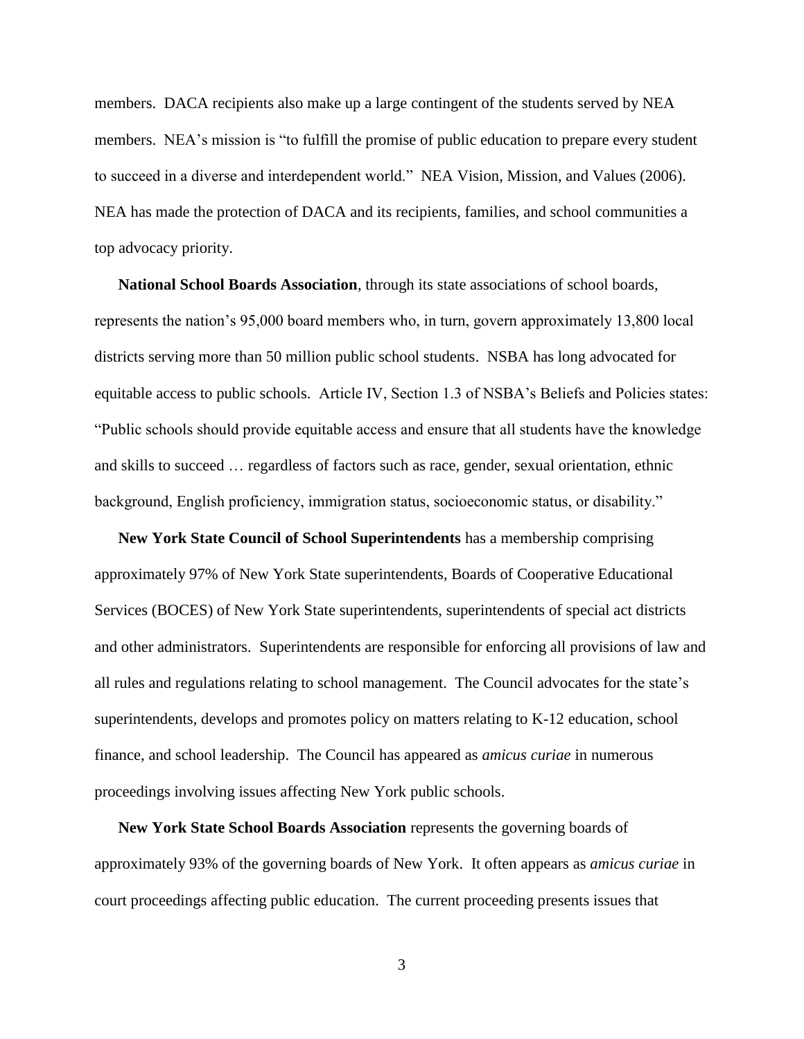members. DACA recipients also make up a large contingent of the students served by NEA members. NEA's mission is "to fulfill the promise of public education to prepare every student to succeed in a diverse and interdependent world." NEA Vision, Mission, and Values (2006). NEA has made the protection of DACA and its recipients, families, and school communities a top advocacy priority.

**National School Boards Association**, through its state associations of school boards, represents the nation's 95,000 board members who, in turn, govern approximately 13,800 local districts serving more than 50 million public school students. NSBA has long advocated for equitable access to public schools. Article IV, Section 1.3 of NSBA's Beliefs and Policies states: "Public schools should provide equitable access and ensure that all students have the knowledge and skills to succeed … regardless of factors such as race, gender, sexual orientation, ethnic background, English proficiency, immigration status, socioeconomic status, or disability."

**New York State Council of School Superintendents** has a membership comprising approximately 97% of New York State superintendents, Boards of Cooperative Educational Services (BOCES) of New York State superintendents, superintendents of special act districts and other administrators. Superintendents are responsible for enforcing all provisions of law and all rules and regulations relating to school management. The Council advocates for the state's superintendents, develops and promotes policy on matters relating to K-12 education, school finance, and school leadership. The Council has appeared as *amicus curiae* in numerous proceedings involving issues affecting New York public schools.

**New York State School Boards Association** represents the governing boards of approximately 93% of the governing boards of New York. It often appears as *amicus curiae* in court proceedings affecting public education. The current proceeding presents issues that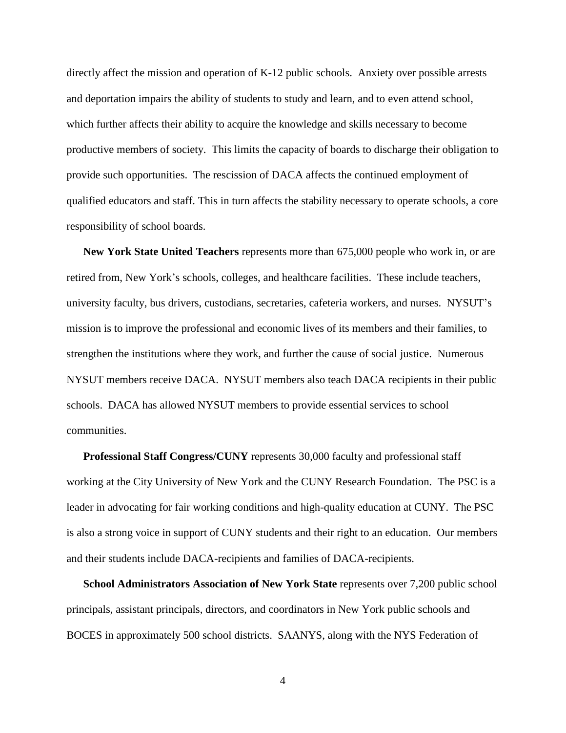directly affect the mission and operation of K-12 public schools. Anxiety over possible arrests and deportation impairs the ability of students to study and learn, and to even attend school, which further affects their ability to acquire the knowledge and skills necessary to become productive members of society. This limits the capacity of boards to discharge their obligation to provide such opportunities. The rescission of DACA affects the continued employment of qualified educators and staff. This in turn affects the stability necessary to operate schools, a core responsibility of school boards.

**New York State United Teachers** represents more than 675,000 people who work in, or are retired from, New York's schools, colleges, and healthcare facilities. These include teachers, university faculty, bus drivers, custodians, secretaries, cafeteria workers, and nurses. NYSUT's mission is to improve the professional and economic lives of its members and their families, to strengthen the institutions where they work, and further the cause of social justice. Numerous NYSUT members receive DACA. NYSUT members also teach DACA recipients in their public schools. DACA has allowed NYSUT members to provide essential services to school communities.

**Professional Staff Congress/CUNY** represents 30,000 faculty and professional staff working at the City University of New York and the CUNY Research Foundation. The PSC is a leader in advocating for fair working conditions and high-quality education at CUNY. The PSC is also a strong voice in support of CUNY students and their right to an education. Our members and their students include DACA-recipients and families of DACA-recipients.

**School Administrators Association of New York State** represents over 7,200 public school principals, assistant principals, directors, and coordinators in New York public schools and BOCES in approximately 500 school districts. SAANYS, along with the NYS Federation of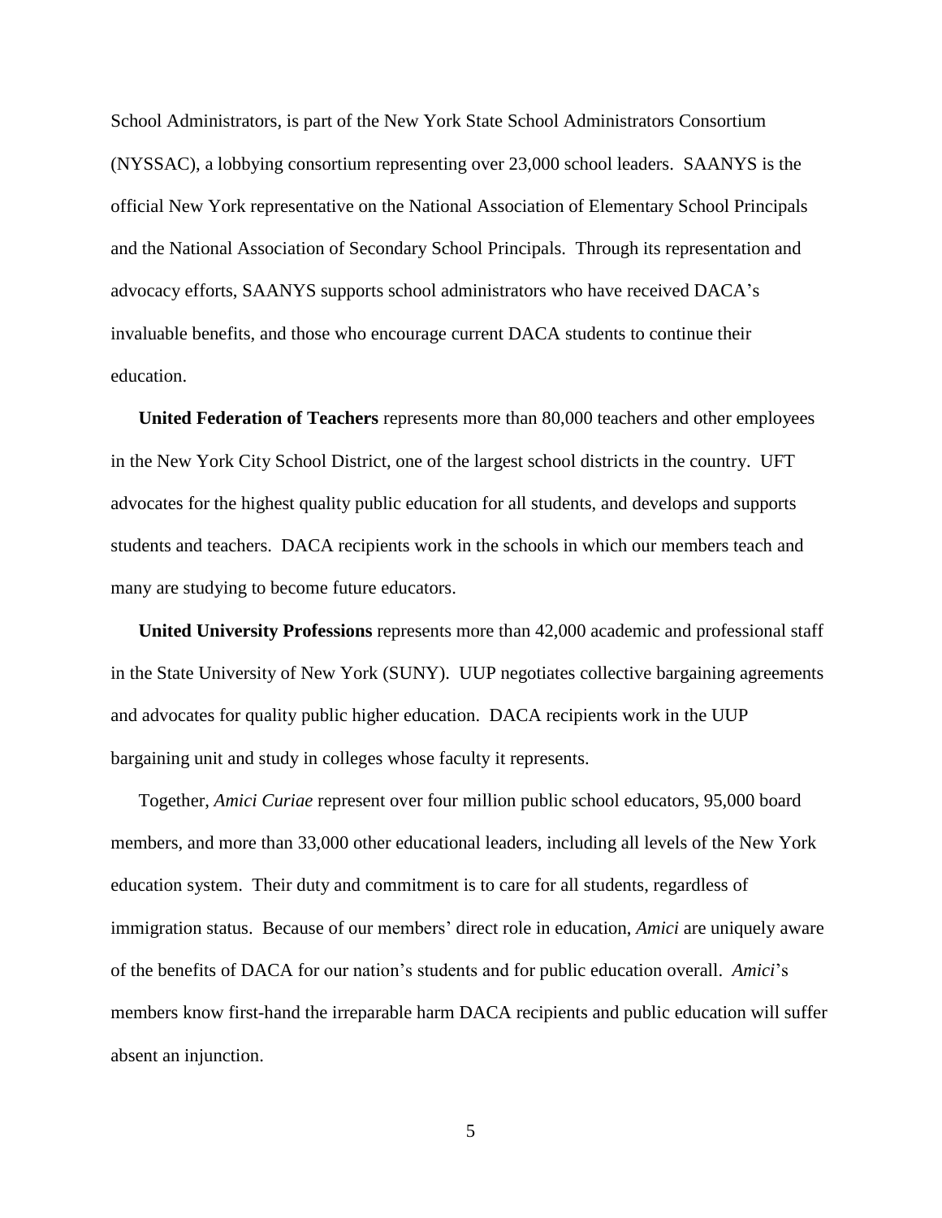School Administrators, is part of the New York State School Administrators Consortium (NYSSAC), a lobbying consortium representing over 23,000 school leaders. SAANYS is the official New York representative on the National Association of Elementary School Principals and the National Association of Secondary School Principals. Through its representation and advocacy efforts, SAANYS supports school administrators who have received DACA's invaluable benefits, and those who encourage current DACA students to continue their education.

**United Federation of Teachers** represents more than 80,000 teachers and other employees in the New York City School District, one of the largest school districts in the country. UFT advocates for the highest quality public education for all students, and develops and supports students and teachers. DACA recipients work in the schools in which our members teach and many are studying to become future educators.

**United University Professions** represents more than 42,000 academic and professional staff in the State University of New York (SUNY). UUP negotiates collective bargaining agreements and advocates for quality public higher education. DACA recipients work in the UUP bargaining unit and study in colleges whose faculty it represents.

Together, *Amici Curiae* represent over four million public school educators, 95,000 board members, and more than 33,000 other educational leaders, including all levels of the New York education system. Their duty and commitment is to care for all students, regardless of immigration status. Because of our members' direct role in education, *Amici* are uniquely aware of the benefits of DACA for our nation's students and for public education overall. *Amici*'s members know first-hand the irreparable harm DACA recipients and public education will suffer absent an injunction.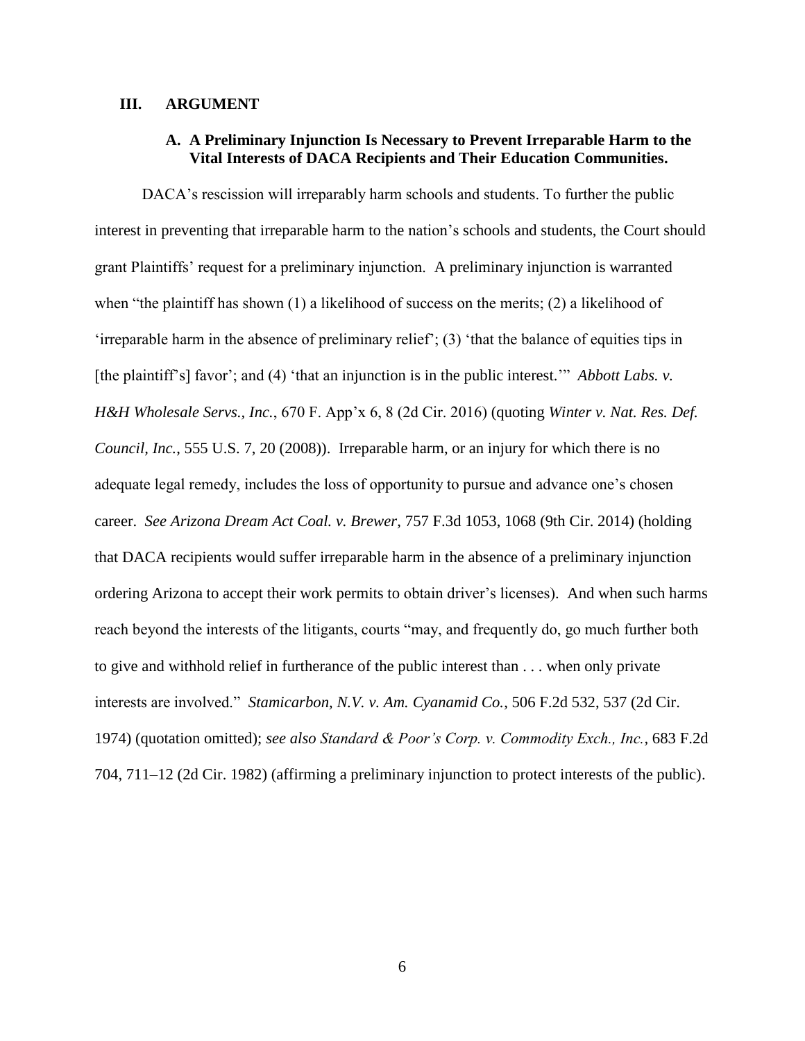## III. ARGUMENT

### A. A Preliminary Injunction Is Necessary to Prevent Irreparable Harm to the Vital Interests of DACA Recipients and Their Education Communities.

DACA's rescission will irreparably harm schools and students. To further the public interest in preventing that irreparable harm to the nation's schools and students, the Court should grant Plaintiffs' request for a preliminary injunction. A preliminary injunction is warranted when "the plaintiff has shown (1) a likelihood of success on the merits; (2) a likelihood of 'irreparable harm in the absence of preliminary relief'; (3) 'that the balance of equities tips in [the plaintiff's] favor'; and (4) 'that an injunction is in the public interest.'" *Abbott Labs. v. H&H Wholesale Servs., Inc.*, 670 F. App'x 6, 8 (2d Cir. 2016) (quoting *Winter v. Nat. Res. Def. Council, Inc.*, 555 U.S. 7, 20 (2008)). Irreparable harm, or an injury for which there is no adequate legal remedy, includes the loss of opportunity to pursue and advance one's chosen career. *See Arizona Dream Act Coal. v. Brewer*, 757 F.3d 1053, 1068 (9th Cir. 2014) (holding that DACA recipients would suffer irreparable harm in the absence of a preliminary injunction ordering Arizona to accept their work permits to obtain driver's licenses). And when such harms reach beyond the interests of the litigants, courts "may, and frequently do, go much further both to give and withhold relief in furtherance of the public interest than . . . when only private interests are involved." *Stamicarbon, N.V. v. Am. Cyanamid Co.*, 506 F.2d 532, 537 (2d Cir. 1974) (quotation omitted); *see also Standard & Poor's Corp. v. Commodity Exch., Inc.*, 683 F.2d 704, 711–12 (2d Cir. 1982) (affirming a preliminary injunction to protect interests of the public).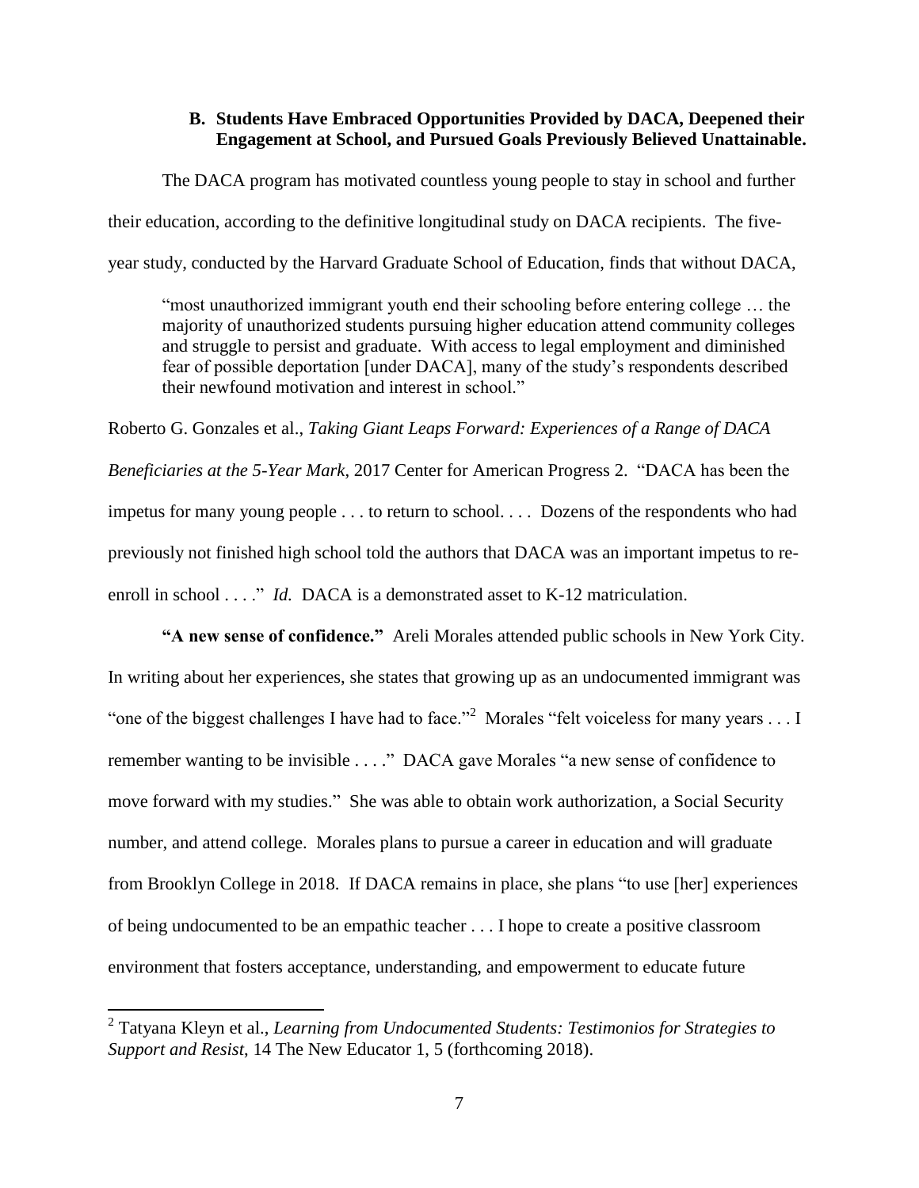### B. Students Have Embraced Opportunities Provided by DACA, Deepened their Engagement at School, and Pursued Goals Previously Believed Unattainable.

The DACA program has motivated countless young people to stay in school and further their education, according to the definitive longitudinal study on DACA recipients. The five-year study, conducted by the Harvard Graduate School of Education, finds that without DACA,

> "most unauthorized immigrant youth end their schooling before entering college … the majority of unauthorized students pursuing higher education attend community colleges and struggle to persist and graduate. With access to legal employment and diminished fear of possible deportation [under DACA], many of the study's respondents described their newfound motivation and interest in school."

Roberto G. Gonzales et al., *Taking Giant Leaps Forward: Experiences of a Range of DACA Beneficiaries at the 5-Year Mark*, 2017 Center for American Progress 2. "DACA has been the impetus for many young people . . . to return to school. . . . Dozens of the respondents who had previously not finished high school told the authors that DACA was an important impetus to re-enroll in school . . . ." *Id.* DACA is a demonstrated asset to K-12 matriculation.

**"A new sense of confidence."** Areli Morales attended public schools in New York City. In writing about her experiences, she states that growing up as an undocumented immigrant was "one of the biggest challenges I have had to face."[2] Morales "felt voiceless for many years . . . I remember wanting to be invisible . . . ." DACA gave Morales "a new sense of confidence to move forward with my studies." She was able to obtain work authorization, a Social Security number, and attend college. Morales plans to pursue a career in education and will graduate from Brooklyn College in 2018. If DACA remains in place, she plans "to use [her] experiences of being undocumented to be an empathic teacher . . . I hope to create a positive classroom environment that fosters acceptance, understanding, and empowerment to educate future

[2] Tatyana Kleyn et al., *Learning from Undocumented Students: Testimonios for Strategies to Support and Resist*, 14 The New Educator 1, 5 (forthcoming 2018).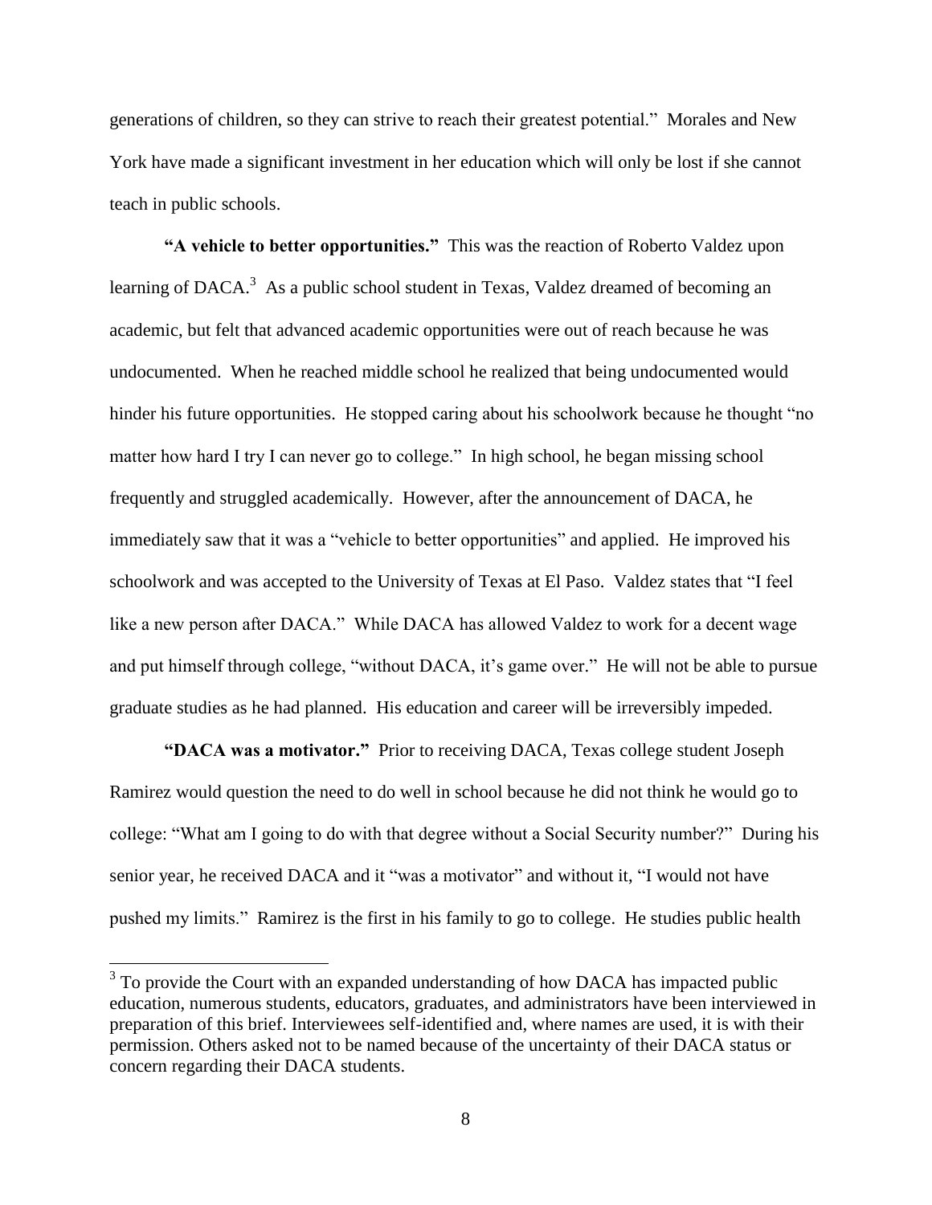generations of children, so they can strive to reach their greatest potential." Morales and New York have made a significant investment in her education which will only be lost if she cannot teach in public schools.

**"A vehicle to better opportunities."** This was the reaction of Roberto Valdez upon learning of DACA.[3] As a public school student in Texas, Valdez dreamed of becoming an academic, but felt that advanced academic opportunities were out of reach because he was undocumented. When he reached middle school he realized that being undocumented would hinder his future opportunities. He stopped caring about his schoolwork because he thought "no matter how hard I try I can never go to college." In high school, he began missing school frequently and struggled academically. However, after the announcement of DACA, he immediately saw that it was a "vehicle to better opportunities" and applied. He improved his schoolwork and was accepted to the University of Texas at El Paso. Valdez states that "I feel like a new person after DACA." While DACA has allowed Valdez to work for a decent wage and put himself through college, "without DACA, it's game over." He will not be able to pursue graduate studies as he had planned. His education and career will be irreversibly impeded.

**"DACA was a motivator."** Prior to receiving DACA, Texas college student Joseph Ramirez would question the need to do well in school because he did not think he would go to college: "What am I going to do with that degree without a Social Security number?" During his senior year, he received DACA and it "was a motivator" and without it, "I would not have pushed my limits." Ramirez is the first in his family to go to college. He studies public health

[3] To provide the Court with an expanded understanding of how DACA has impacted public education, numerous students, educators, graduates, and administrators have been interviewed in preparation of this brief. Interviewees self-identified and, where names are used, it is with their permission. Others asked not to be named because of the uncertainty of their DACA status or concern regarding their DACA students.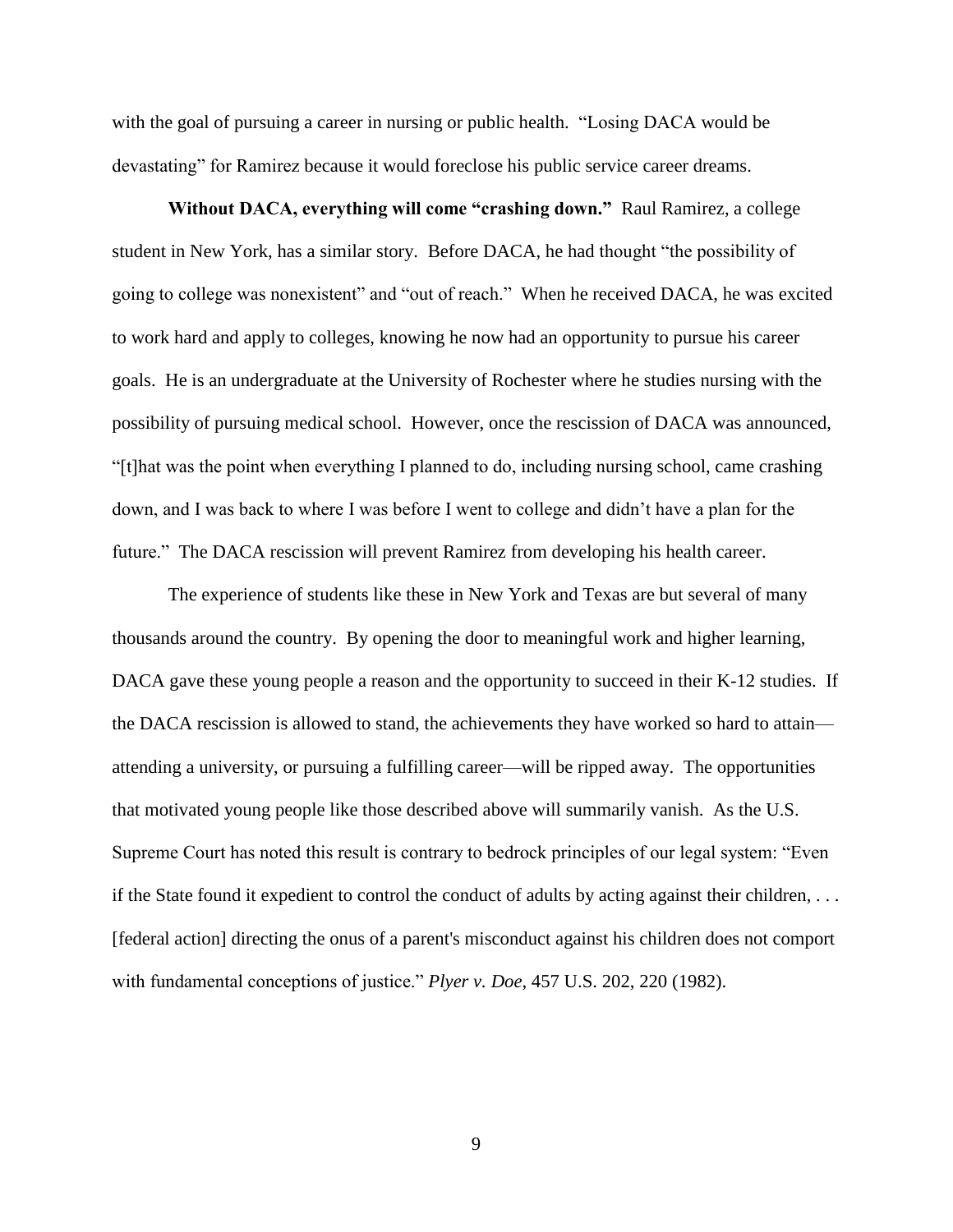with the goal of pursuing a career in nursing or public health. "Losing DACA would be devastating" for Ramirez because it would foreclose his public service career dreams.

**Without DACA, everything will come "crashing down."** Raul Ramirez, a college student in New York, has a similar story. Before DACA, he had thought "the possibility of going to college was nonexistent" and "out of reach." When he received DACA, he was excited to work hard and apply to colleges, knowing he now had an opportunity to pursue his career goals. He is an undergraduate at the University of Rochester where he studies nursing with the possibility of pursuing medical school. However, once the rescission of DACA was announced, "[t]hat was the point when everything I planned to do, including nursing school, came crashing down, and I was back to where I was before I went to college and didn't have a plan for the future." The DACA rescission will prevent Ramirez from developing his health career.

The experience of students like these in New York and Texas are but several of many thousands around the country. By opening the door to meaningful work and higher learning, DACA gave these young people a reason and the opportunity to succeed in their K-12 studies. If the DACA rescission is allowed to stand, the achievements they have worked so hard to attain—attending a university, or pursuing a fulfilling career—will be ripped away. The opportunities that motivated young people like those described above will summarily vanish. As the U.S. Supreme Court has noted this result is contrary to bedrock principles of our legal system: "Even if the State found it expedient to control the conduct of adults by acting against their children, . . . [federal action] directing the onus of a parent's misconduct against his children does not comport with fundamental conceptions of justice." *Plyer v. Doe*, 457 U.S. 202, 220 (1982).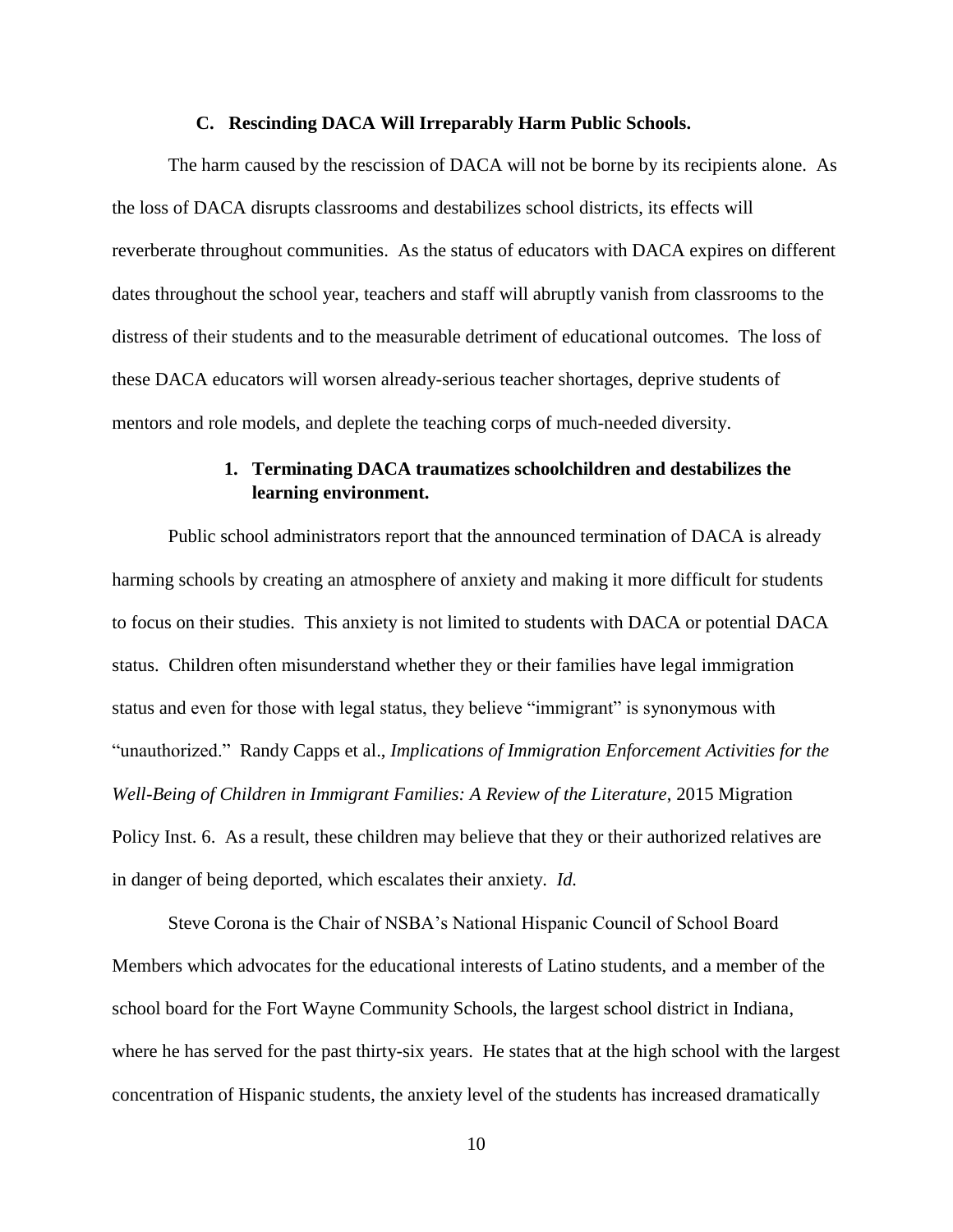### C. Rescinding DACA Will Irreparably Harm Public Schools.

The harm caused by the rescission of DACA will not be borne by its recipients alone. As the loss of DACA disrupts classrooms and destabilizes school districts, its effects will reverberate throughout communities. As the status of educators with DACA expires on different dates throughout the school year, teachers and staff will abruptly vanish from classrooms to the distress of their students and to the measurable detriment of educational outcomes. The loss of these DACA educators will worsen already-serious teacher shortages, deprive students of mentors and role models, and deplete the teaching corps of much-needed diversity.

#### 1. Terminating DACA traumatizes schoolchildren and destabilizes the learning environment.

Public school administrators report that the announced termination of DACA is already harming schools by creating an atmosphere of anxiety and making it more difficult for students to focus on their studies. This anxiety is not limited to students with DACA or potential DACA status. Children often misunderstand whether they or their families have legal immigration status and even for those with legal status, they believe "immigrant" is synonymous with "unauthorized." Randy Capps et al., *Implications of Immigration Enforcement Activities for the Well-Being of Children in Immigrant Families: A Review of the Literature*, 2015 Migration Policy Inst. 6. As a result, these children may believe that they or their authorized relatives are in danger of being deported, which escalates their anxiety. *Id.*

Steve Corona is the Chair of NSBA's National Hispanic Council of School Board Members which advocates for the educational interests of Latino students, and a member of the school board for the Fort Wayne Community Schools, the largest school district in Indiana, where he has served for the past thirty-six years. He states that at the high school with the largest concentration of Hispanic students, the anxiety level of the students has increased dramatically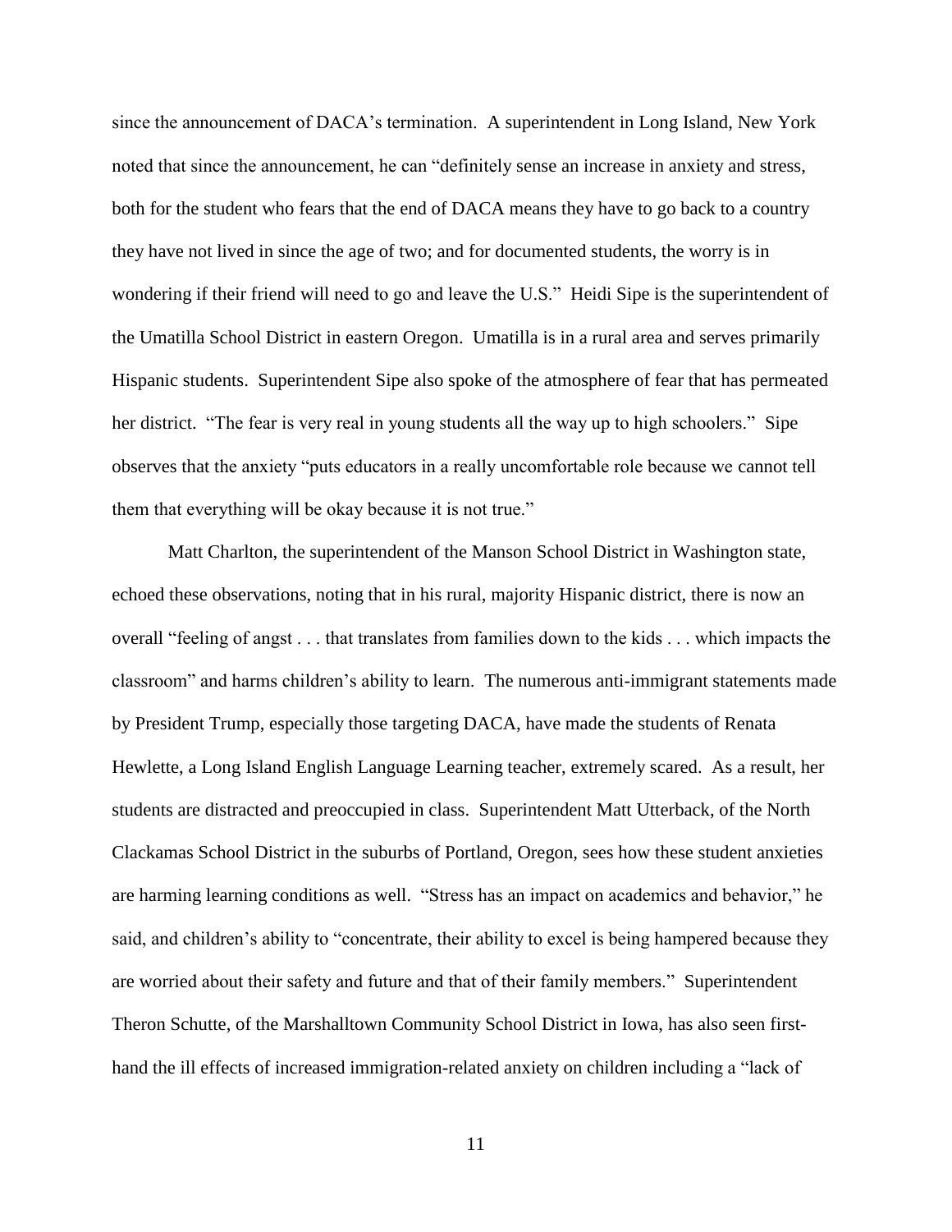since the announcement of DACA's termination. A superintendent in Long Island, New York noted that since the announcement, he can "definitely sense an increase in anxiety and stress, both for the student who fears that the end of DACA means they have to go back to a country they have not lived in since the age of two; and for documented students, the worry is in wondering if their friend will need to go and leave the U.S." Heidi Sipe is the superintendent of the Umatilla School District in eastern Oregon. Umatilla is in a rural area and serves primarily Hispanic students. Superintendent Sipe also spoke of the atmosphere of fear that has permeated her district. "The fear is very real in young students all the way up to high schoolers." Sipe observes that the anxiety "puts educators in a really uncomfortable role because we cannot tell them that everything will be okay because it is not true."

Matt Charlton, the superintendent of the Manson School District in Washington state, echoed these observations, noting that in his rural, majority Hispanic district, there is now an overall "feeling of angst . . . that translates from families down to the kids . . . which impacts the classroom" and harms children's ability to learn. The numerous anti-immigrant statements made by President Trump, especially those targeting DACA, have made the students of Renata Hewlette, a Long Island English Language Learning teacher, extremely scared. As a result, her students are distracted and preoccupied in class. Superintendent Matt Utterback, of the North Clackamas School District in the suburbs of Portland, Oregon, sees how these student anxieties are harming learning conditions as well. "Stress has an impact on academics and behavior," he said, and children's ability to "concentrate, their ability to excel is being hampered because they are worried about their safety and future and that of their family members." Superintendent Theron Schutte, of the Marshalltown Community School District in Iowa, has also seen first-hand the ill effects of increased immigration-related anxiety on children including a "lack of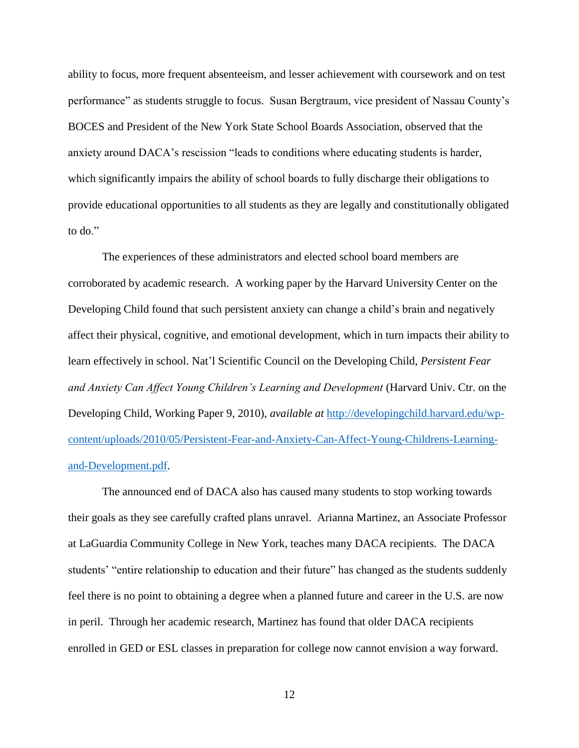ability to focus, more frequent absenteeism, and lesser achievement with coursework and on test performance" as students struggle to focus. Susan Bergtraum, vice president of Nassau County's BOCES and President of the New York State School Boards Association, observed that the anxiety around DACA's rescission "leads to conditions where educating students is harder, which significantly impairs the ability of school boards to fully discharge their obligations to provide educational opportunities to all students as they are legally and constitutionally obligated to do."

The experiences of these administrators and elected school board members are corroborated by academic research. A working paper by the Harvard University Center on the Developing Child found that such persistent anxiety can change a child's brain and negatively affect their physical, cognitive, and emotional development, which in turn impacts their ability to learn effectively in school. Nat'l Scientific Council on the Developing Child, *Persistent Fear and Anxiety Can Affect Young Children's Learning and Development* (Harvard Univ. Ctr. on the Developing Child, Working Paper 9, 2010), *available at* [http://developingchild.harvard.edu/wp-content/uploads/2010/05/Persistent-Fear-and-Anxiety-Can-Affect-Young-Childrens-Learning-and-Development.pdf](http://developingchild.harvard.edu/wp-content/uploads/2010/05/Persistent-Fear-and-Anxiety-Can-Affect-Young-Childrens-Learning-and-Development.pdf).

The announced end of DACA also has caused many students to stop working towards their goals as they see carefully crafted plans unravel. Arianna Martinez, an Associate Professor at LaGuardia Community College in New York, teaches many DACA recipients. The DACA students' "entire relationship to education and their future" has changed as the students suddenly feel there is no point to obtaining a degree when a planned future and career in the U.S. are now in peril. Through her academic research, Martinez has found that older DACA recipients enrolled in GED or ESL classes in preparation for college now cannot envision a way forward.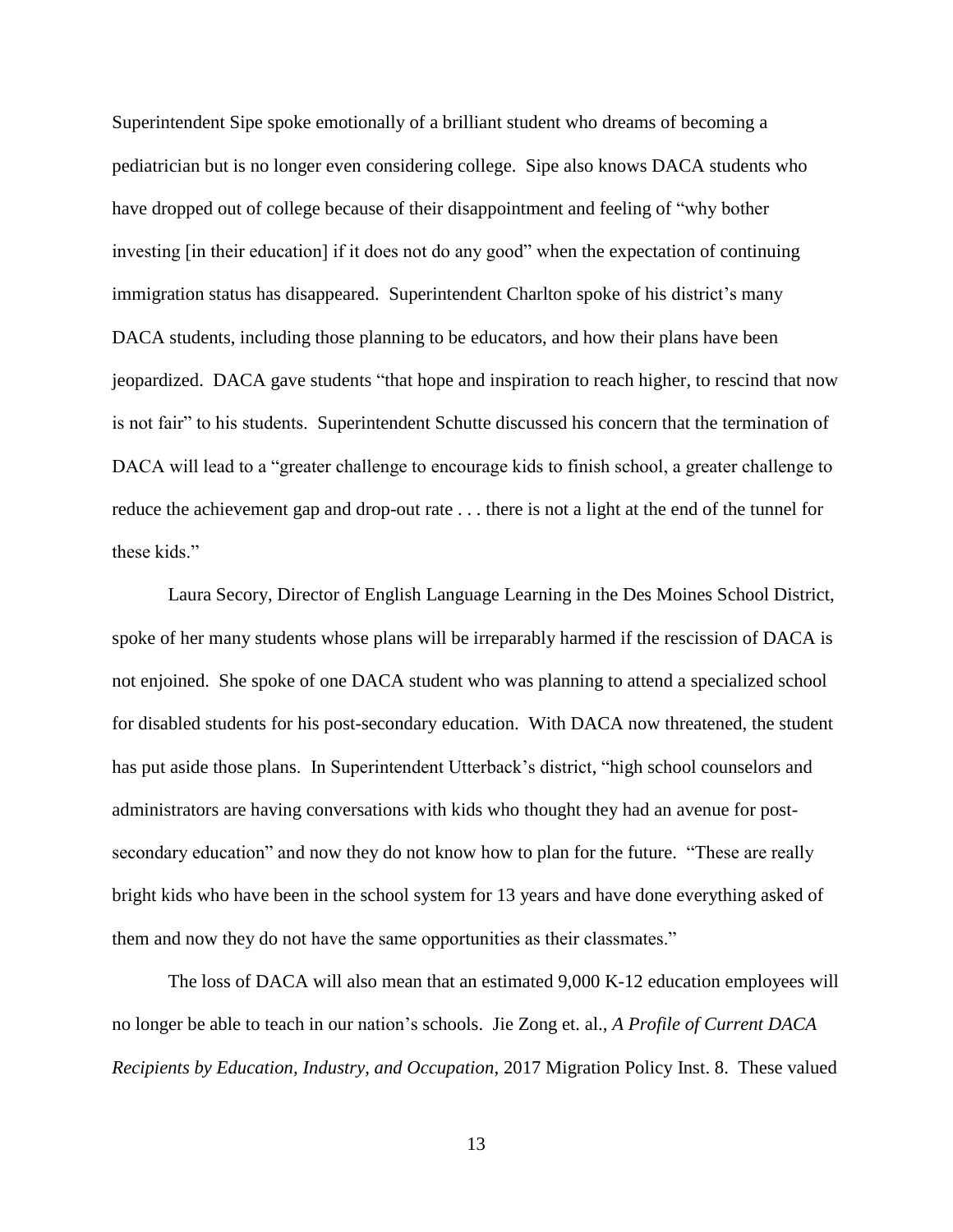Superintendent Sipe spoke emotionally of a brilliant student who dreams of becoming a pediatrician but is no longer even considering college. Sipe also knows DACA students who have dropped out of college because of their disappointment and feeling of "why bother investing [in their education] if it does not do any good" when the expectation of continuing immigration status has disappeared. Superintendent Charlton spoke of his district's many DACA students, including those planning to be educators, and how their plans have been jeopardized. DACA gave students "that hope and inspiration to reach higher, to rescind that now is not fair" to his students. Superintendent Schutte discussed his concern that the termination of DACA will lead to a "greater challenge to encourage kids to finish school, a greater challenge to reduce the achievement gap and drop-out rate . . . there is not a light at the end of the tunnel for these kids."

Laura Secory, Director of English Language Learning in the Des Moines School District, spoke of her many students whose plans will be irreparably harmed if the rescission of DACA is not enjoined. She spoke of one DACA student who was planning to attend a specialized school for disabled students for his post-secondary education. With DACA now threatened, the student has put aside those plans. In Superintendent Utterback's district, "high school counselors and administrators are having conversations with kids who thought they had an avenue for post-secondary education" and now they do not know how to plan for the future. "These are really bright kids who have been in the school system for 13 years and have done everything asked of them and now they do not have the same opportunities as their classmates."

The loss of DACA will also mean that an estimated 9,000 K-12 education employees will no longer be able to teach in our nation's schools. Jie Zong et. al., *A Profile of Current DACA Recipients by Education, Industry, and Occupation*, 2017 Migration Policy Inst. 8. These valued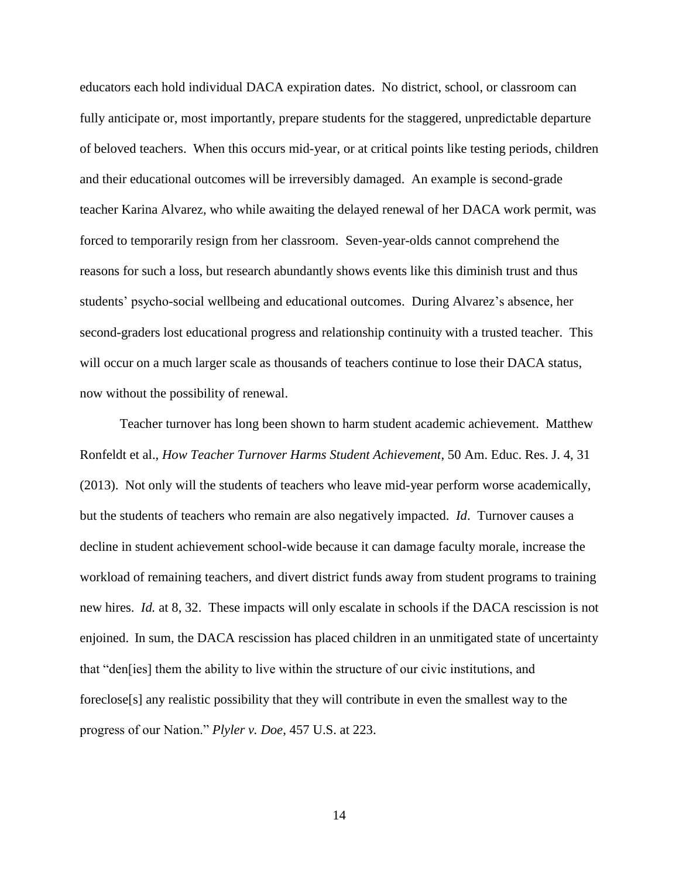educators each hold individual DACA expiration dates. No district, school, or classroom can fully anticipate or, most importantly, prepare students for the staggered, unpredictable departure of beloved teachers. When this occurs mid-year, or at critical points like testing periods, children and their educational outcomes will be irreversibly damaged. An example is second-grade teacher Karina Alvarez, who while awaiting the delayed renewal of her DACA work permit, was forced to temporarily resign from her classroom. Seven-year-olds cannot comprehend the reasons for such a loss, but research abundantly shows events like this diminish trust and thus students' psycho-social wellbeing and educational outcomes. During Alvarez's absence, her second-graders lost educational progress and relationship continuity with a trusted teacher. This will occur on a much larger scale as thousands of teachers continue to lose their DACA status, now without the possibility of renewal.

Teacher turnover has long been shown to harm student academic achievement. Matthew Ronfeldt et al., *How Teacher Turnover Harms Student Achievement*, 50 Am. Educ. Res. J. 4, 31 (2013). Not only will the students of teachers who leave mid-year perform worse academically, but the students of teachers who remain are also negatively impacted. *Id*. Turnover causes a decline in student achievement school-wide because it can damage faculty morale, increase the workload of remaining teachers, and divert district funds away from student programs to training new hires. *Id.* at 8, 32. These impacts will only escalate in schools if the DACA rescission is not enjoined. In sum, the DACA rescission has placed children in an unmitigated state of uncertainty that "den[ies] them the ability to live within the structure of our civic institutions, and foreclose[s] any realistic possibility that they will contribute in even the smallest way to the progress of our Nation." *Plyler v. Doe*, 457 U.S. at 223.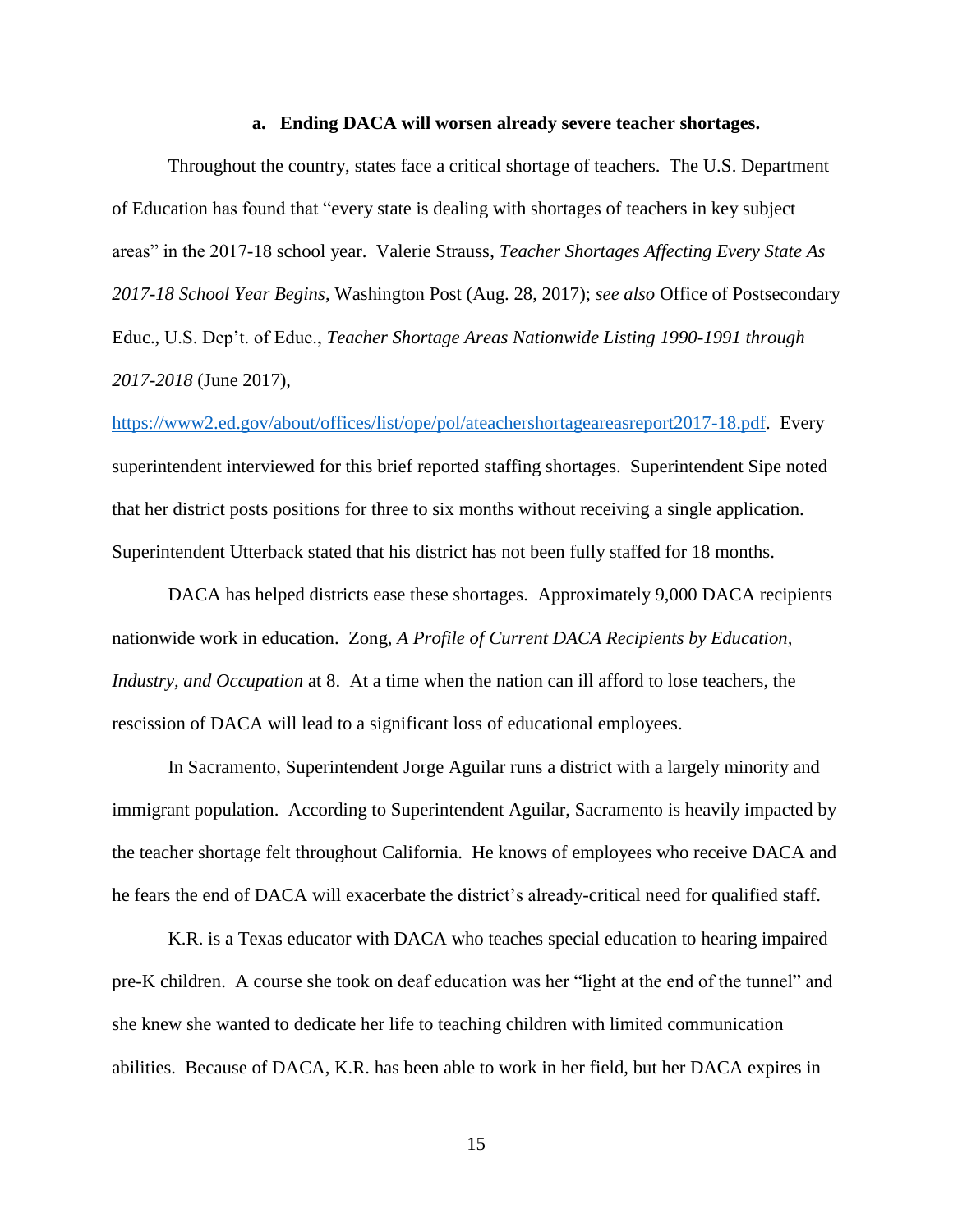#### a. **Ending DACA will worsen already severe teacher shortages.**

Throughout the country, states face a critical shortage of teachers. The U.S. Department of Education has found that "every state is dealing with shortages of teachers in key subject areas" in the 2017-18 school year. Valerie Strauss, *Teacher Shortages Affecting Every State As 2017-18 School Year Begins*, Washington Post (Aug. 28, 2017); *see also* Office of Postsecondary Educ., U.S. Dep't. of Educ., *Teacher Shortage Areas Nationwide Listing 1990-1991 through 2017-2018* (June 2017), https://www2.ed.gov/about/offices/list/ope/pol/ateachershortageareasreport2017-18.pdf. Every superintendent interviewed for this brief reported staffing shortages. Superintendent Sipe noted that her district posts positions for three to six months without receiving a single application. Superintendent Utterback stated that his district has not been fully staffed for 18 months.

DACA has helped districts ease these shortages. Approximately 9,000 DACA recipients nationwide work in education. Zong, *A Profile of Current DACA Recipients by Education, Industry, and Occupation* at 8. At a time when the nation can ill afford to lose teachers, the rescission of DACA will lead to a significant loss of educational employees.

In Sacramento, Superintendent Jorge Aguilar runs a district with a largely minority and immigrant population. According to Superintendent Aguilar, Sacramento is heavily impacted by the teacher shortage felt throughout California. He knows of employees who receive DACA and he fears the end of DACA will exacerbate the district's already-critical need for qualified staff.

K.R. is a Texas educator with DACA who teaches special education to hearing impaired pre-K children. A course she took on deaf education was her "light at the end of the tunnel" and she knew she wanted to dedicate her life to teaching children with limited communication abilities. Because of DACA, K.R. has been able to work in her field, but her DACA expires in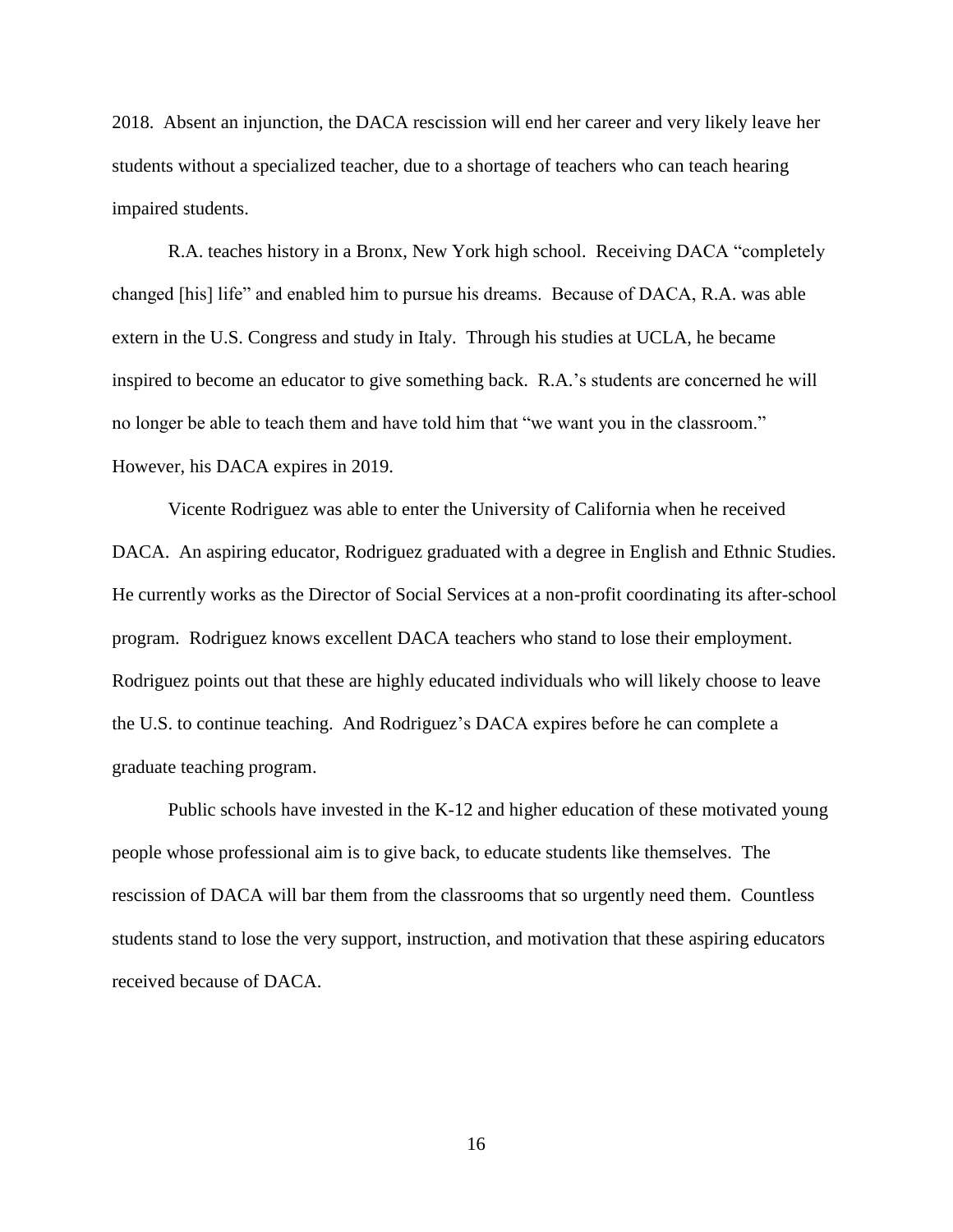2018. Absent an injunction, the DACA rescission will end her career and very likely leave her students without a specialized teacher, due to a shortage of teachers who can teach hearing impaired students.

R.A. teaches history in a Bronx, New York high school. Receiving DACA "completely changed [his] life" and enabled him to pursue his dreams. Because of DACA, R.A. was able extern in the U.S. Congress and study in Italy. Through his studies at UCLA, he became inspired to become an educator to give something back. R.A.'s students are concerned he will no longer be able to teach them and have told him that "we want you in the classroom." However, his DACA expires in 2019.

Vicente Rodriguez was able to enter the University of California when he received DACA. An aspiring educator, Rodriguez graduated with a degree in English and Ethnic Studies. He currently works as the Director of Social Services at a non-profit coordinating its after-school program. Rodriguez knows excellent DACA teachers who stand to lose their employment. Rodriguez points out that these are highly educated individuals who will likely choose to leave the U.S. to continue teaching. And Rodriguez's DACA expires before he can complete a graduate teaching program.

Public schools have invested in the K-12 and higher education of these motivated young people whose professional aim is to give back, to educate students like themselves. The rescission of DACA will bar them from the classrooms that so urgently need them. Countless students stand to lose the very support, instruction, and motivation that these aspiring educators received because of DACA.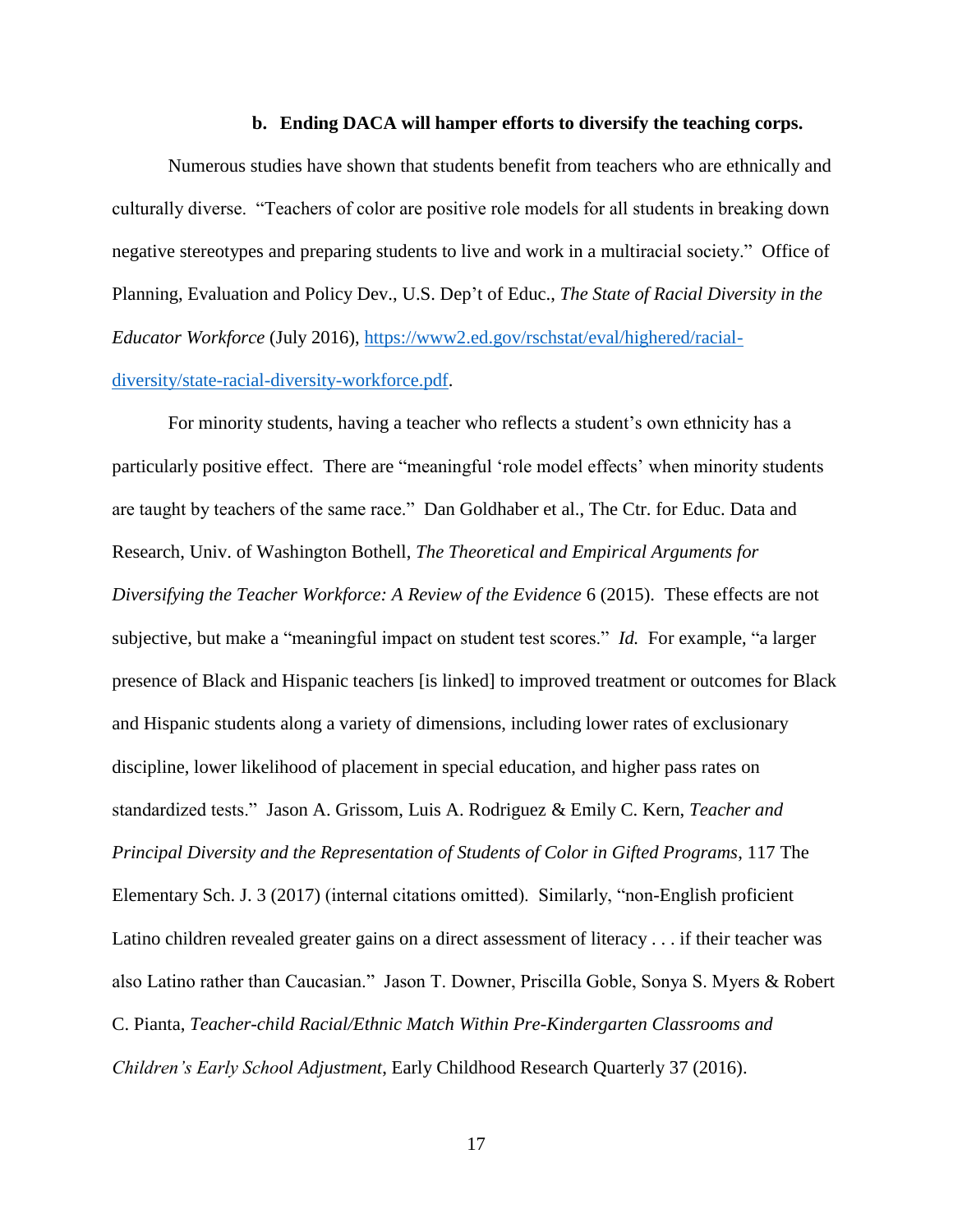### b. Ending DACA will hamper efforts to diversify the teaching corps.

Numerous studies have shown that students benefit from teachers who are ethnically and culturally diverse. "Teachers of color are positive role models for all students in breaking down negative stereotypes and preparing students to live and work in a multiracial society." Office of Planning, Evaluation and Policy Dev., U.S. Dep't of Educ., *The State of Racial Diversity in the Educator Workforce* (July 2016), [https://www2.ed.gov/rschstat/eval/highered/racial-diversity/state-racial-diversity-workforce.pdf](https://www2.ed.gov/rschstat/eval/highered/racial-diversity/state-racial-diversity-workforce.pdf).

For minority students, having a teacher who reflects a student's own ethnicity has a particularly positive effect. There are "meaningful 'role model effects' when minority students are taught by teachers of the same race." Dan Goldhaber et al., The Ctr. for Educ. Data and Research, Univ. of Washington Bothell, *The Theoretical and Empirical Arguments for Diversifying the Teacher Workforce: A Review of the Evidence* 6 (2015). These effects are not subjective, but make a "meaningful impact on student test scores." *Id.* For example, "a larger presence of Black and Hispanic teachers [is linked] to improved treatment or outcomes for Black and Hispanic students along a variety of dimensions, including lower rates of exclusionary discipline, lower likelihood of placement in special education, and higher pass rates on standardized tests." Jason A. Grissom, Luis A. Rodriguez & Emily C. Kern, *Teacher and Principal Diversity and the Representation of Students of Color in Gifted Programs*, 117 The Elementary Sch. J. 3 (2017) (internal citations omitted). Similarly, "non-English proficient Latino children revealed greater gains on a direct assessment of literacy . . . if their teacher was also Latino rather than Caucasian." Jason T. Downer, Priscilla Goble, Sonya S. Myers & Robert C. Pianta, *Teacher-child Racial/Ethnic Match Within Pre-Kindergarten Classrooms and Children's Early School Adjustment*, Early Childhood Research Quarterly 37 (2016).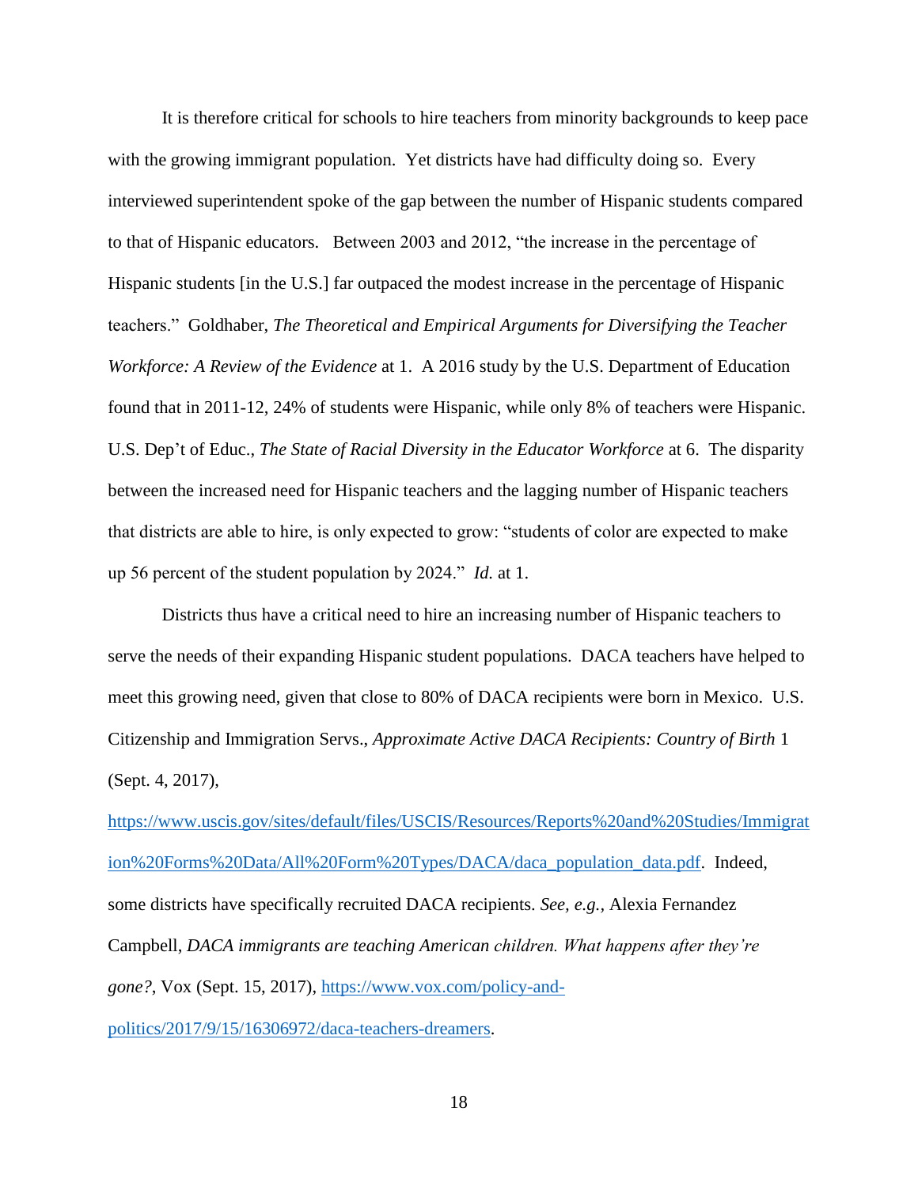It is therefore critical for schools to hire teachers from minority backgrounds to keep pace with the growing immigrant population. Yet districts have had difficulty doing so. Every interviewed superintendent spoke of the gap between the number of Hispanic students compared to that of Hispanic educators. Between 2003 and 2012, "the increase in the percentage of Hispanic students [in the U.S.] far outpaced the modest increase in the percentage of Hispanic teachers." Goldhaber, *The Theoretical and Empirical Arguments for Diversifying the Teacher Workforce: A Review of the Evidence* at 1. A 2016 study by the U.S. Department of Education found that in 2011-12, 24% of students were Hispanic, while only 8% of teachers were Hispanic. U.S. Dep't of Educ., *The State of Racial Diversity in the Educator Workforce* at 6. The disparity between the increased need for Hispanic teachers and the lagging number of Hispanic teachers that districts are able to hire, is only expected to grow: "students of color are expected to make up 56 percent of the student population by 2024." *Id.* at 1.

Districts thus have a critical need to hire an increasing number of Hispanic teachers to serve the needs of their expanding Hispanic student populations. DACA teachers have helped to meet this growing need, given that close to 80% of DACA recipients were born in Mexico. U.S. Citizenship and Immigration Servs., *Approximate Active DACA Recipients: Country of Birth* 1 (Sept. 4, 2017), https://www.uscis.gov/sites/default/files/USCIS/Resources/Reports%20and%20Studies/Immigration%20Forms%20Data/All%20Form%20Types/DACA/daca_population_data.pdf. Indeed, some districts have specifically recruited DACA recipients. *See, e.g.,* Alexia Fernandez Campbell, *DACA immigrants are teaching American children. What happens after they're gone?*, Vox (Sept. 15, 2017), https://www.vox.com/policy-and-politics/2017/9/15/16306972/daca-teachers-dreamers.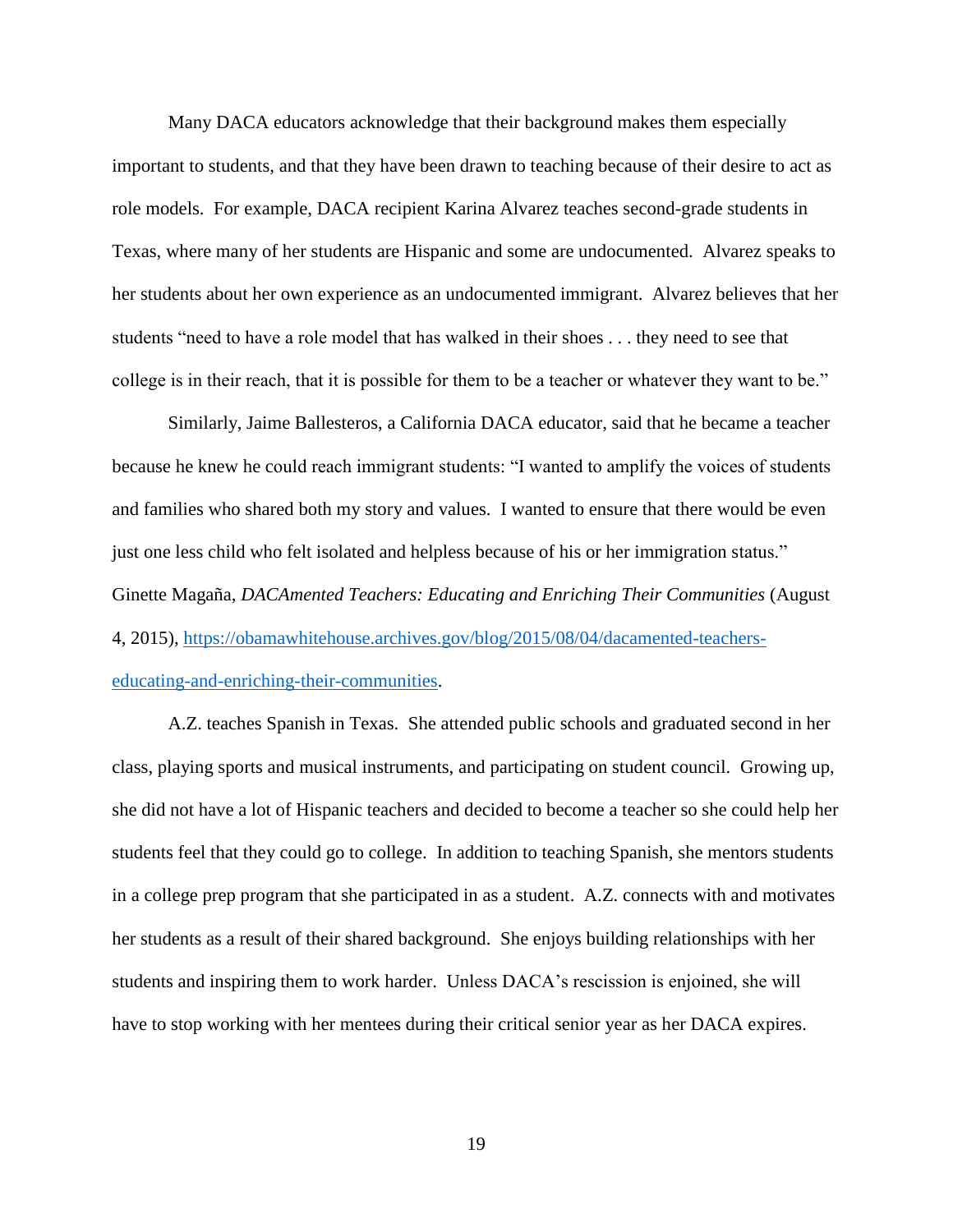Many DACA educators acknowledge that their background makes them especially important to students, and that they have been drawn to teaching because of their desire to act as role models. For example, DACA recipient Karina Alvarez teaches second-grade students in Texas, where many of her students are Hispanic and some are undocumented. Alvarez speaks to her students about her own experience as an undocumented immigrant. Alvarez believes that her students "need to have a role model that has walked in their shoes . . . they need to see that college is in their reach, that it is possible for them to be a teacher or whatever they want to be."

Similarly, Jaime Ballesteros, a California DACA educator, said that he became a teacher because he knew he could reach immigrant students: "I wanted to amplify the voices of students and families who shared both my story and values. I wanted to ensure that there would be even just one less child who felt isolated and helpless because of his or her immigration status." Ginette Magaña, *DACAmented Teachers: Educating and Enriching Their Communities* (August 4, 2015), [https://obamawhitehouse.archives.gov/blog/2015/08/04/dacamented-teachers-educating-and-enriching-their-communities](https://obamawhitehouse.archives.gov/blog/2015/08/04/dacamented-teachers-educating-and-enriching-their-communities).

A.Z. teaches Spanish in Texas. She attended public schools and graduated second in her class, playing sports and musical instruments, and participating on student council. Growing up, she did not have a lot of Hispanic teachers and decided to become a teacher so she could help her students feel that they could go to college. In addition to teaching Spanish, she mentors students in a college prep program that she participated in as a student. A.Z. connects with and motivates her students as a result of their shared background. She enjoys building relationships with her students and inspiring them to work harder. Unless DACA's rescission is enjoined, she will have to stop working with her mentees during their critical senior year as her DACA expires.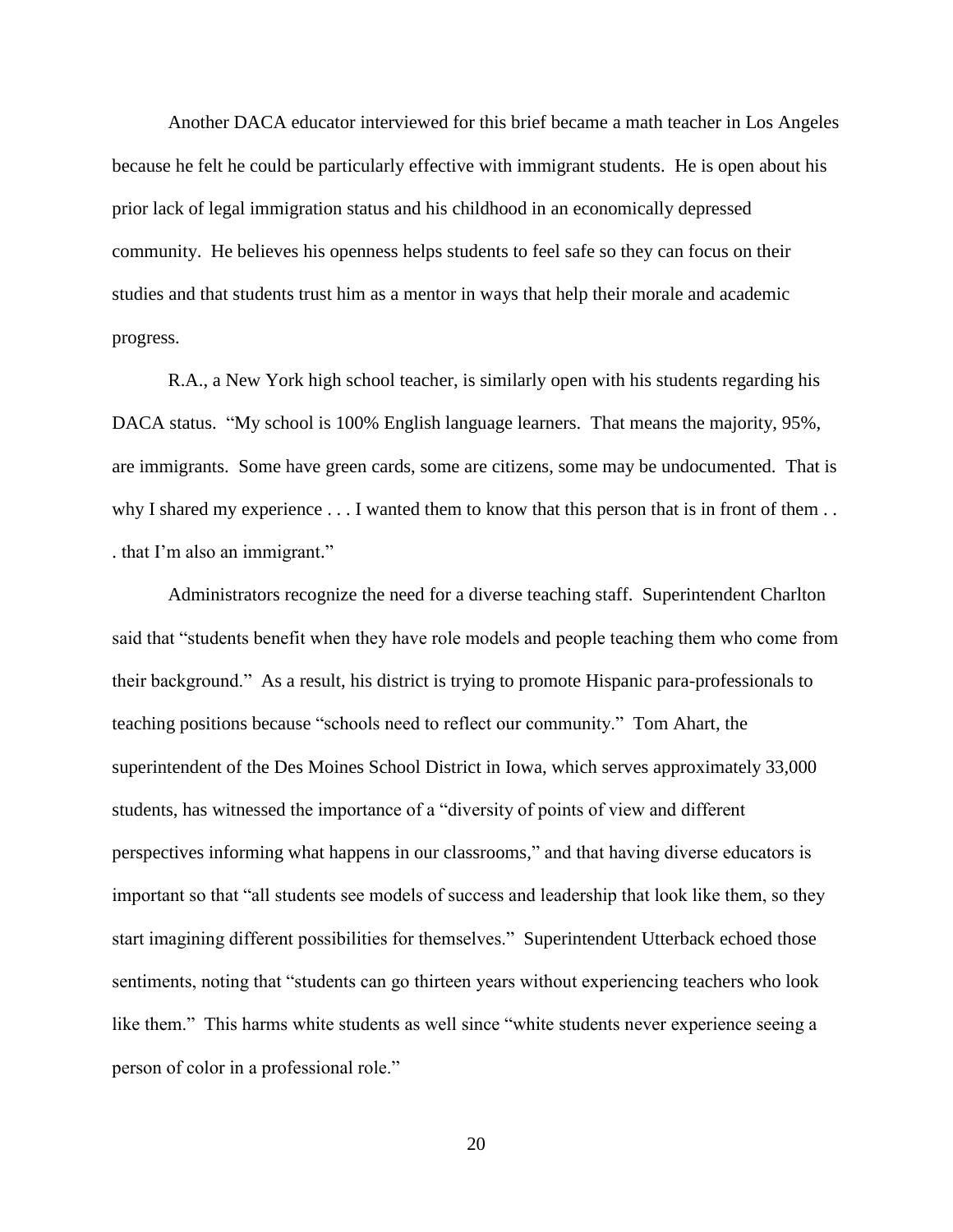Another DACA educator interviewed for this brief became a math teacher in Los Angeles because he felt he could be particularly effective with immigrant students. He is open about his prior lack of legal immigration status and his childhood in an economically depressed community. He believes his openness helps students to feel safe so they can focus on their studies and that students trust him as a mentor in ways that help their morale and academic progress.

R.A., a New York high school teacher, is similarly open with his students regarding his DACA status. "My school is 100% English language learners. That means the majority, 95%, are immigrants. Some have green cards, some are citizens, some may be undocumented. That is why I shared my experience . . . I wanted them to know that this person that is in front of them . . . that I'm also an immigrant."

Administrators recognize the need for a diverse teaching staff. Superintendent Charlton said that "students benefit when they have role models and people teaching them who come from their background." As a result, his district is trying to promote Hispanic para-professionals to teaching positions because "schools need to reflect our community." Tom Ahart, the superintendent of the Des Moines School District in Iowa, which serves approximately 33,000 students, has witnessed the importance of a "diversity of points of view and different perspectives informing what happens in our classrooms," and that having diverse educators is important so that "all students see models of success and leadership that look like them, so they start imagining different possibilities for themselves." Superintendent Utterback echoed those sentiments, noting that "students can go thirteen years without experiencing teachers who look like them." This harms white students as well since "white students never experience seeing a person of color in a professional role."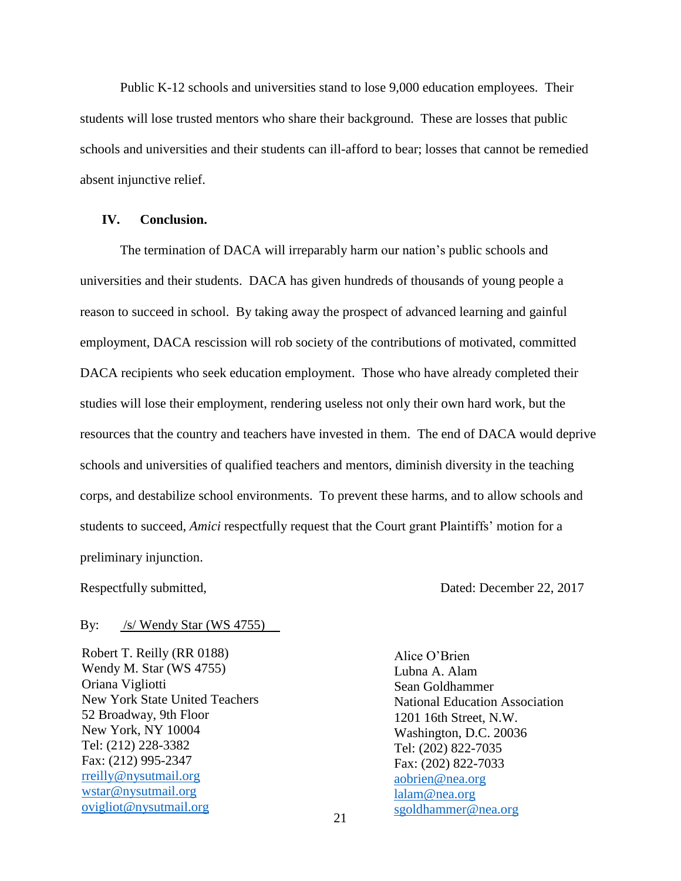Public K-12 schools and universities stand to lose 9,000 education employees. Their students will lose trusted mentors who share their background. These are losses that public schools and universities and their students can ill-afford to bear; losses that cannot be remedied absent injunctive relief.

## IV. Conclusion.

The termination of DACA will irreparably harm our nation's public schools and universities and their students. DACA has given hundreds of thousands of young people a reason to succeed in school. By taking away the prospect of advanced learning and gainful employment, DACA rescission will rob society of the contributions of motivated, committed DACA recipients who seek education employment. Those who have already completed their studies will lose their employment, rendering useless not only their own hard work, but the resources that the country and teachers have invested in them. The end of DACA would deprive schools and universities of qualified teachers and mentors, diminish diversity in the teaching corps, and destabilize school environments. To prevent these harms, and to allow schools and students to succeed, *Amici* respectfully request that the Court grant Plaintiffs' motion for a preliminary injunction.

Respectfully submitted,

Dated: December 22, 2017

By: /s/ Wendy Star (WS 4755)

Robert T. Reilly (RR 0188)
Wendy M. Star (WS 4755)
Oriana Vigliotti
New York State United Teachers
52 Broadway, 9th Floor
New York, NY 10004
Tel: (212) 228-3382
Fax: (212) 995-2347
rreilly@nysutmail.org
wstar@nysutmail.org
ovigliot@nysutmail.org

Alice O'Brien
Lubna A. Alam
Sean Goldhammer
National Education Association
1201 16th Street, N.W.
Washington, D.C. 20036
Tel: (202) 822-7035
Fax: (202) 822-7033
aobrien@nea.org
lalam@nea.org
sgoldhammer@nea.org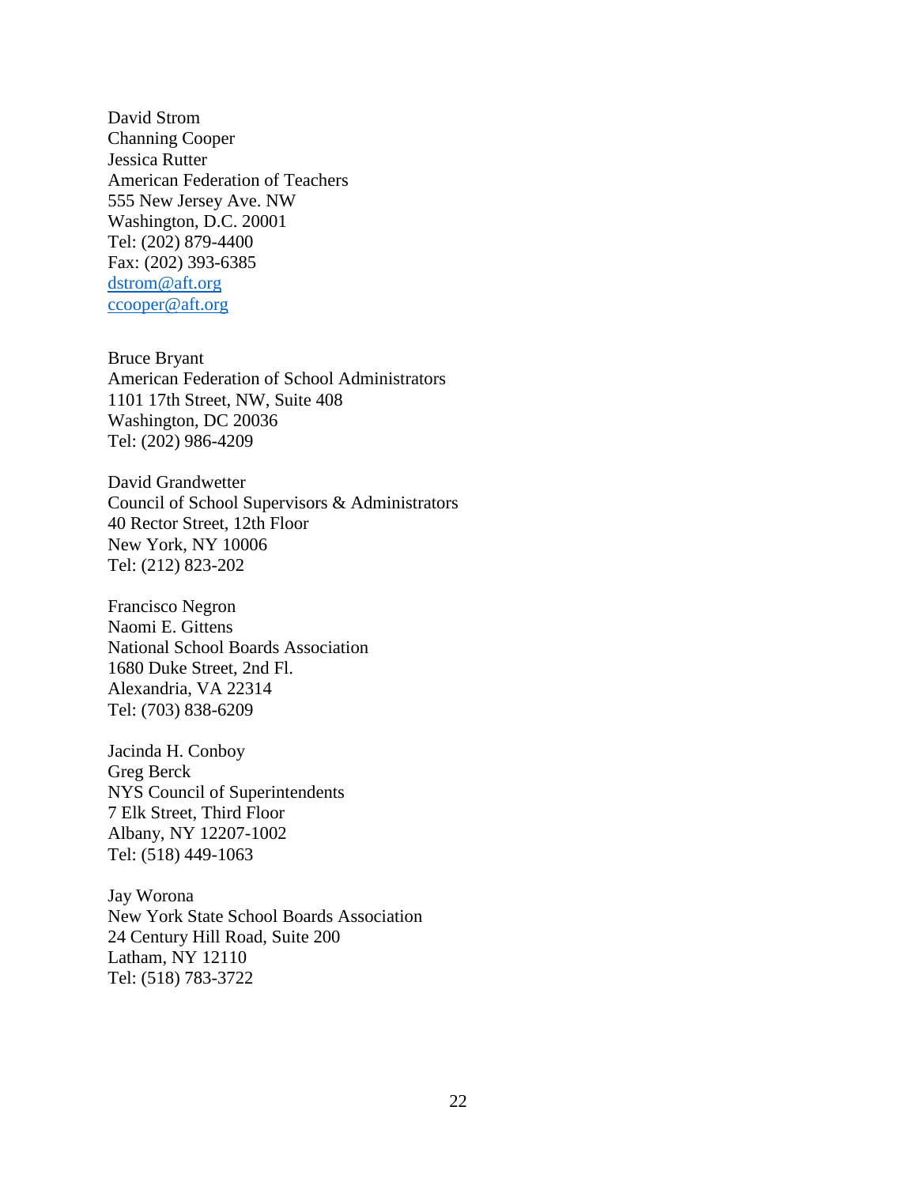David Strom  
Channing Cooper  
Jessica Rutter  
American Federation of Teachers  
555 New Jersey Ave. NW  
Washington, D.C. 20001  
Tel: (202) 879-4400  
Fax: (202) 393-6385  
dstrom@aft.org  
ccooper@aft.org

Bruce Bryant  
American Federation of School Administrators  
1101 17th Street, NW, Suite 408  
Washington, DC 20036  
Tel: (202) 986-4209

David Grandwetter  
Council of School Supervisors & Administrators  
40 Rector Street, 12th Floor  
New York, NY 10006  
Tel: (212) 823-202

Francisco Negron  
Naomi E. Gittens  
National School Boards Association  
1680 Duke Street, 2nd Fl.  
Alexandria, VA 22314  
Tel: (703) 838-6209

Jacinda H. Conboy  
Greg Berck  
NYS Council of Superintendents  
7 Elk Street, Third Floor  
Albany, NY 12207-1002  
Tel: (518) 449-1063

Jay Worona  
New York State School Boards Association  
24 Century Hill Road, Suite 200  
Latham, NY 12110  
Tel: (518) 783-3722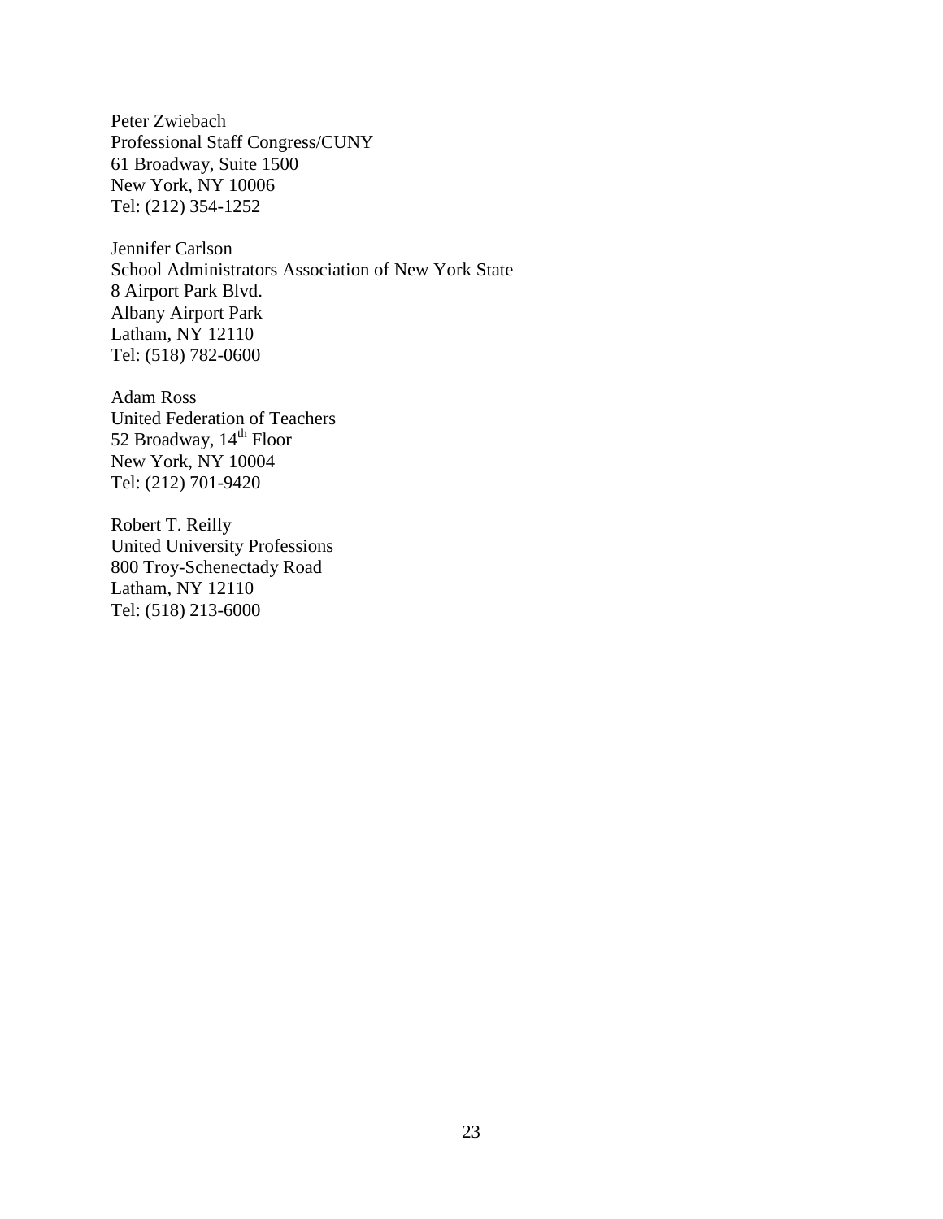Peter Zwiebach
Professional Staff Congress/CUNY
61 Broadway, Suite 1500
New York, NY 10006
Tel: (212) 354-1252

Jennifer Carlson
School Administrators Association of New York State
8 Airport Park Blvd.
Albany Airport Park
Latham, NY 12110
Tel: (518) 782-0600

Adam Ross
United Federation of Teachers
52 Broadway, 14th Floor
New York, NY 10004
Tel: (212) 701-9420

Robert T. Reilly
United University Professions
800 Troy-Schenectady Road
Latham, NY 12110
Tel: (518) 213-6000